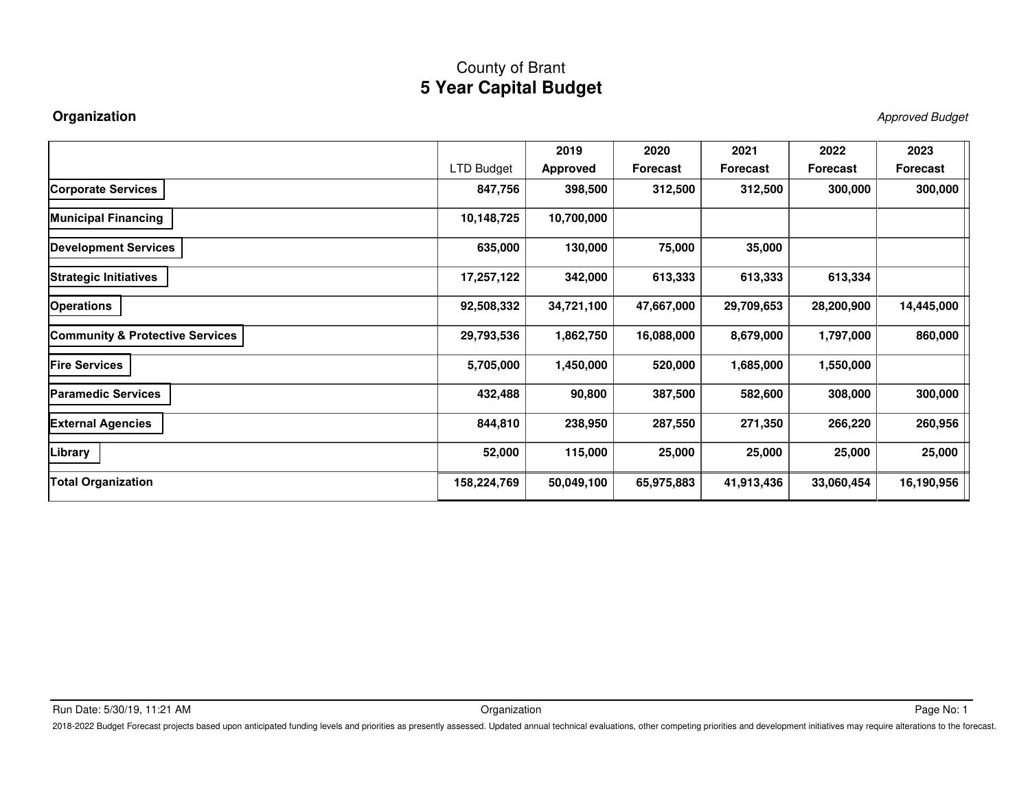# County of Brant
## 5 Year Capital Budget

**Organization** *Approved Budget*

| | LTD Budget | 2019 Approved | 2020 Forecast | 2021 Forecast | 2022 Forecast | 2023 Forecast |
|---|---|---|---|---|---|---|
| **Corporate Services** | **847,756** | **398,500** | **312,500** | **312,500** | **300,000** | **300,000** |
| **Municipal Financing** | **10,148,725** | **10,700,000** | | | | |
| **Development Services** | **635,000** | **130,000** | **75,000** | **35,000** | | |
| **Strategic Initiatives** | **17,257,122** | **342,000** | **613,333** | **613,333** | **613,334** | |
| **Operations** | **92,508,332** | **34,721,100** | **47,667,000** | **29,709,653** | **28,200,900** | **14,445,000** |
| **Community & Protective Services** | **29,793,536** | **1,862,750** | **16,088,000** | **8,679,000** | **1,797,000** | **860,000** |
| **Fire Services** | **5,705,000** | **1,450,000** | **520,000** | **1,685,000** | **1,550,000** | |
| **Paramedic Services** | **432,488** | **90,800** | **387,500** | **582,600** | **308,000** | **300,000** |
| **External Agencies** | **844,810** | **238,950** | **287,550** | **271,350** | **266,220** | **260,956** |
| **Library** | **52,000** | **115,000** | **25,000** | **25,000** | **25,000** | **25,000** |
| **Total Organization** | **158,224,769** | **50,049,100** | **65,975,883** | **41,913,436** | **33,060,454** | **16,190,956** |

Run Date: 5/30/19, 11:21 AM Organization

2018-2022 Budget Forecast projects based upon anticipated funding levels and priorities as presently assessed. Updated annual technical evaluations, other competing priorities and development initiatives may require alterations to the forecast.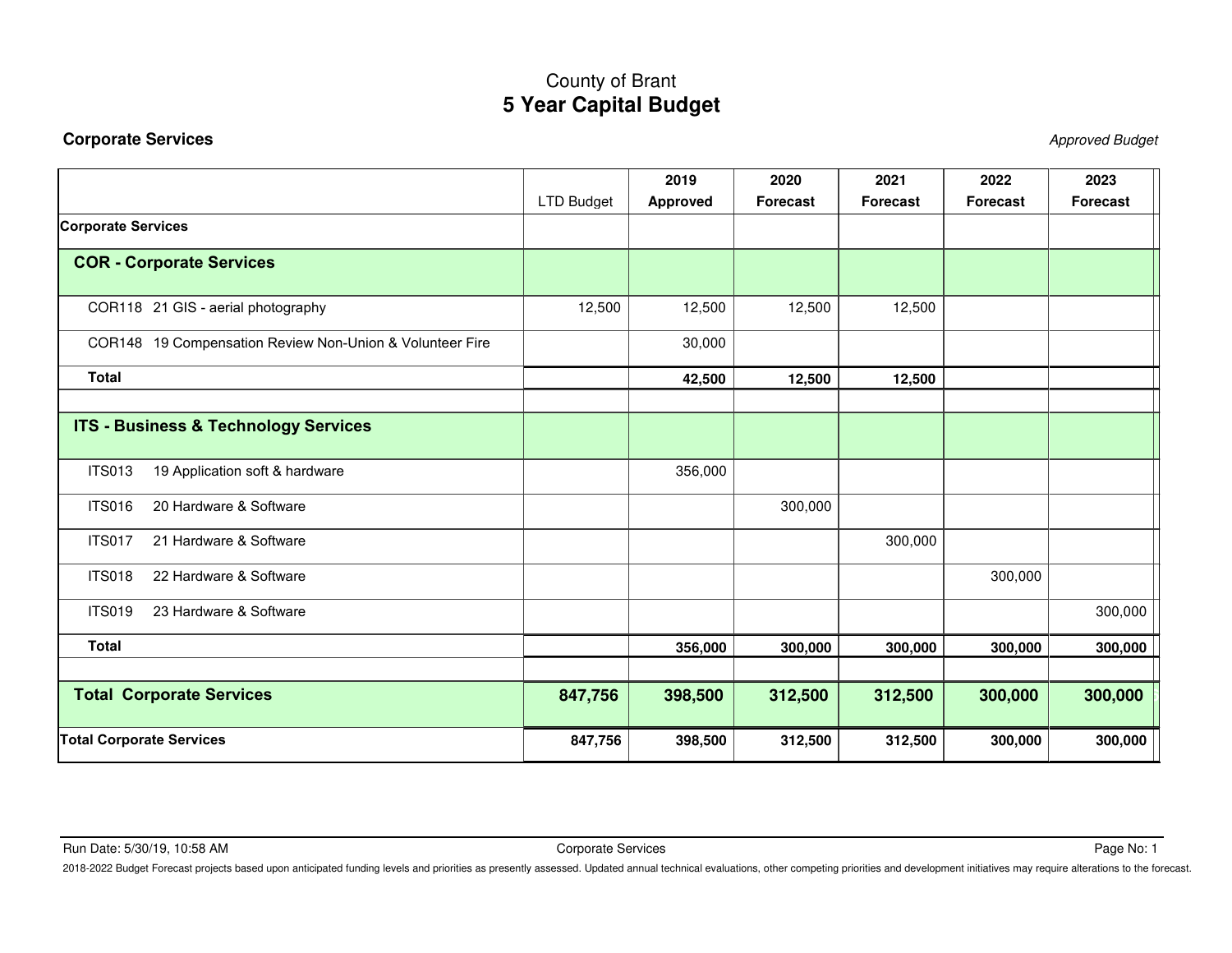County of Brant

# 5 Year Capital Budget

**Corporate Services**

*Approved Budget*

| | LTD Budget | 2019 Approved | 2020 Forecast | 2021 Forecast | 2022 Forecast | 2023 Forecast |
|---|---|---|---|---|---|---|
| **Corporate Services** | | | | | | |
| **COR - Corporate Services** | | | | | | |
| COR118 21 GIS - aerial photography | 12,500 | 12,500 | 12,500 | 12,500 | | |
| COR148 19 Compensation Review Non-Union & Volunteer Fire | | 30,000 | | | | |
| **Total** | | **42,500** | **12,500** | **12,500** | | |
| | | | | | | |
| **ITS - Business & Technology Services** | | | | | | |
| ITS013 19 Application soft & hardware | | 356,000 | | | | |
| ITS016 20 Hardware & Software | | | 300,000 | | | |
| ITS017 21 Hardware & Software | | | | 300,000 | | |
| ITS018 22 Hardware & Software | | | | | 300,000 | |
| ITS019 23 Hardware & Software | | | | | | 300,000 |
| **Total** | | **356,000** | **300,000** | **300,000** | **300,000** | **300,000** |
| | | | | | | |
| **Total Corporate Services** | **847,756** | **398,500** | **312,500** | **312,500** | **300,000** | **300,000** |
| **Total Corporate Services** | **847,756** | **398,500** | **312,500** | **312,500** | **300,000** | **300,000** |

Run Date: 5/30/19, 10:58 AM

2018-2022 Budget Forecast projects based upon anticipated funding levels and priorities as presently assessed. Updated annual technical evaluations, other competing priorities and development initiatives may require alterations to the forecast.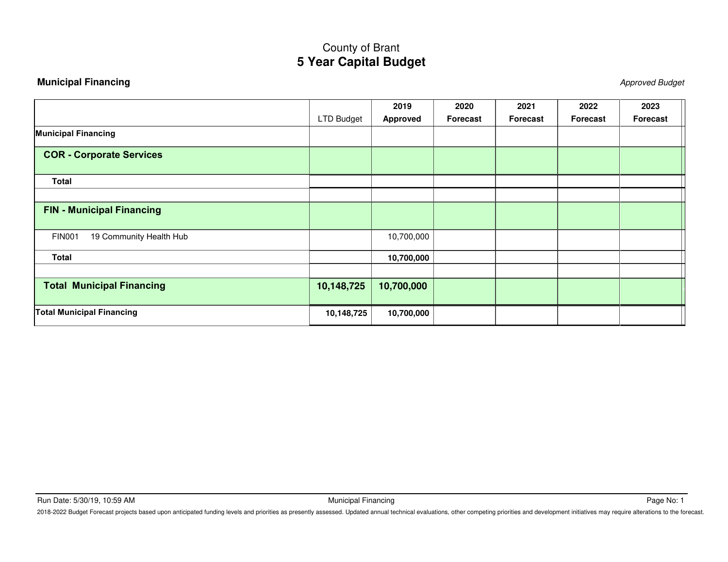County of Brant

# 5 Year Capital Budget

**Municipal Financing** *Approved Budget*

| | LTD Budget | 2019 Approved | 2020 Forecast | 2021 Forecast | 2022 Forecast | 2023 Forecast |
|---|---|---|---|---|---|---|
| **Municipal Financing** | | | | | | |
| **COR - Corporate Services** | | | | | | |
| **Total** | | | | | | |
| | | | | | | |
| **FIN - Municipal Financing** | | | | | | |
| FIN001 19 Community Health Hub | | 10,700,000 | | | | |
| **Total** | | **10,700,000** | | | | |
| | | | | | | |
| **Total Municipal Financing** | **10,148,725** | **10,700,000** | | | | |
| **Total Municipal Financing** | **10,148,725** | **10,700,000** | | | | |

Run Date: 5/30/19, 10:59 AM — Municipal Financing

2018-2022 Budget Forecast projects based upon anticipated funding levels and priorities as presently assessed. Updated annual technical evaluations, other competing priorities and development initiatives may require alterations to the forecast.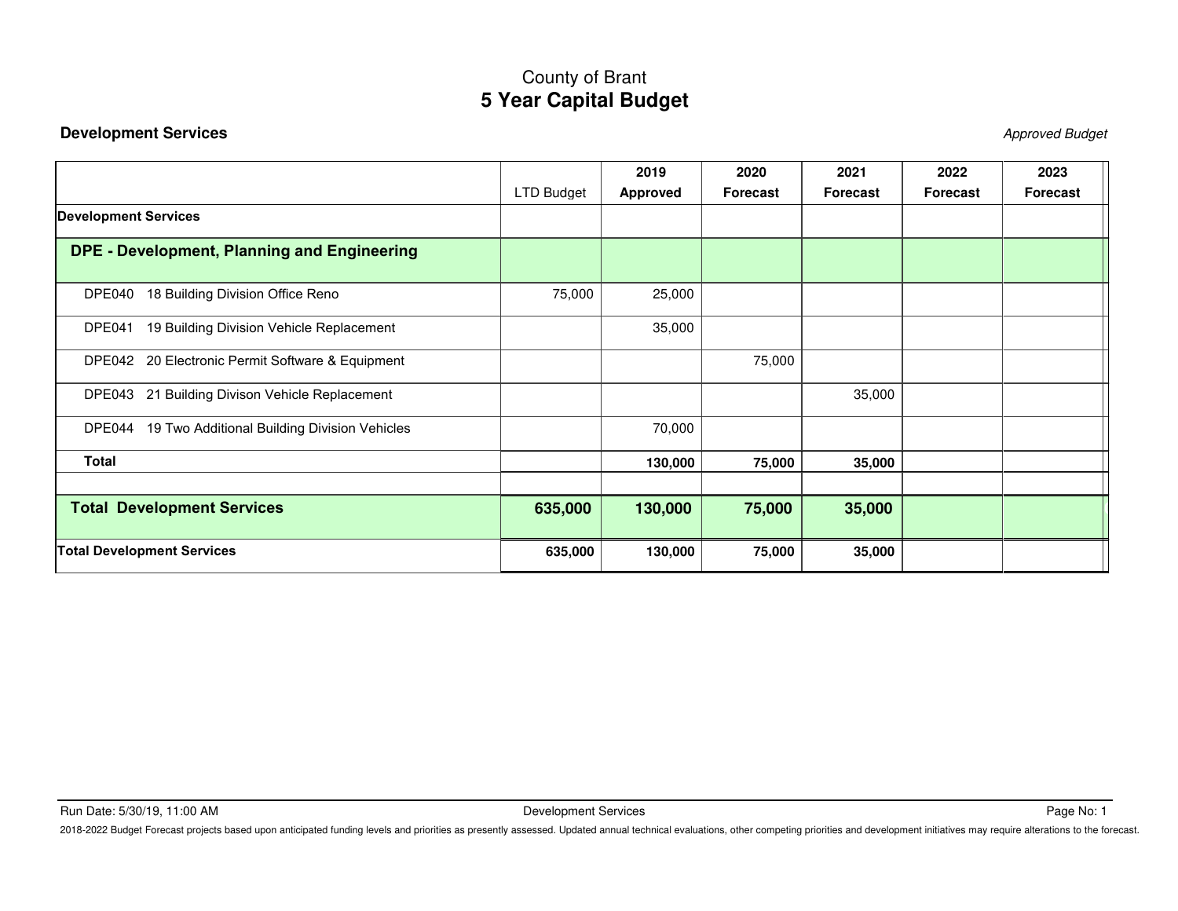# County of Brant
## 5 Year Capital Budget

### Development Services

*Approved Budget*

| | LTD Budget | 2019 Approved | 2020 Forecast | 2021 Forecast | 2022 Forecast | 2023 Forecast |
|---|---|---|---|---|---|---|
| **Development Services** | | | | | | |
| **DPE - Development, Planning and Engineering** | | | | | | |
| DPE040 18 Building Division Office Reno | 75,000 | 25,000 | | | | |
| DPE041 19 Building Division Vehicle Replacement | | 35,000 | | | | |
| DPE042 20 Electronic Permit Software & Equipment | | | 75,000 | | | |
| DPE043 21 Building Divison Vehicle Replacement | | | | 35,000 | | |
| DPE044 19 Two Additional Building Division Vehicles | | 70,000 | | | | |
| **Total** | | **130,000** | **75,000** | **35,000** | | |
| **Total Development Services** | **635,000** | **130,000** | **75,000** | **35,000** | | |
| **Total Development Services** | **635,000** | **130,000** | **75,000** | **35,000** | | |

Run Date: 5/30/19, 11:00 AM

2018-2022 Budget Forecast projects based upon anticipated funding levels and priorities as presently assessed. Updated annual technical evaluations, other competing priorities and development initiatives may require alterations to the forecast.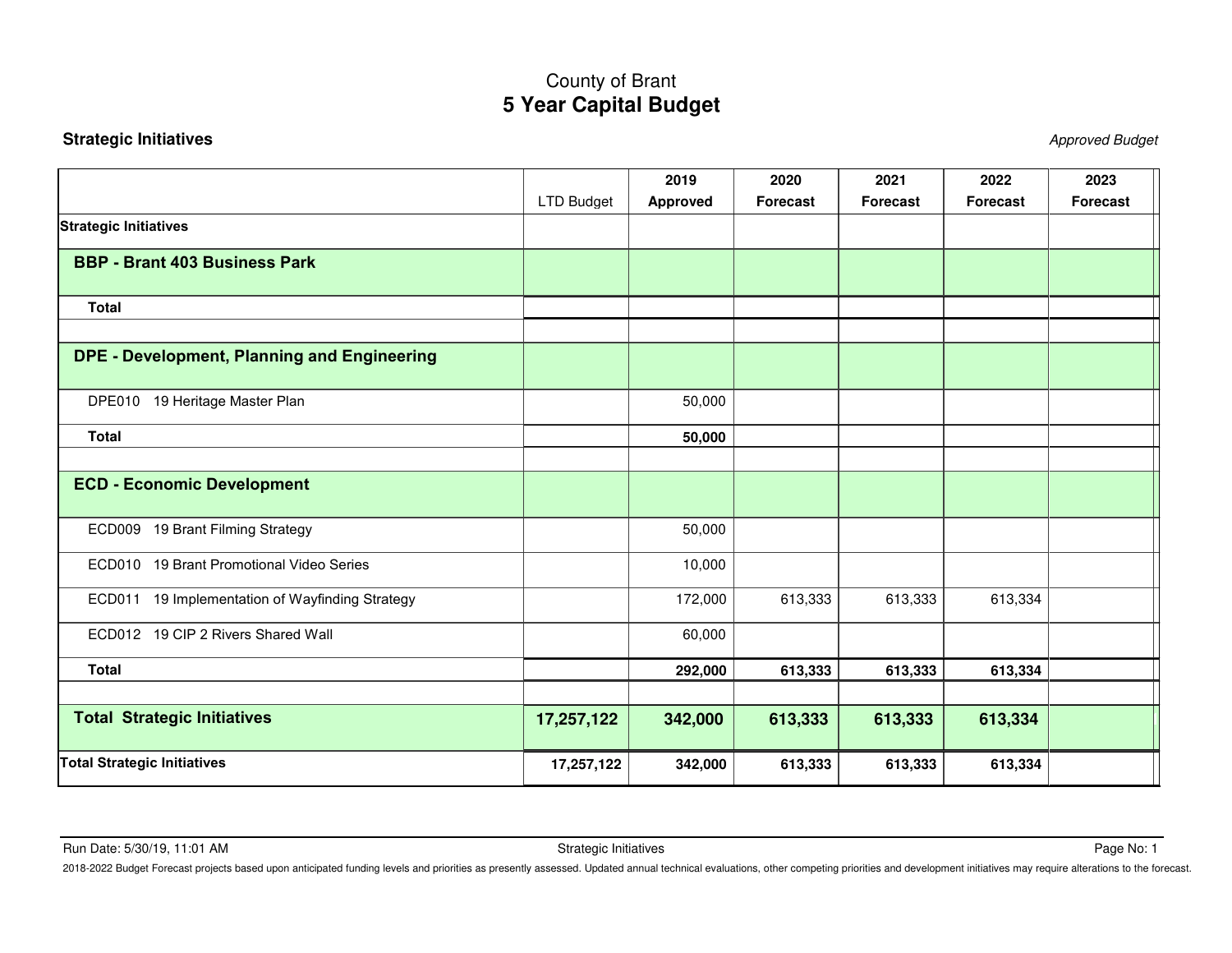County of Brant

# 5 Year Capital Budget

**Strategic Initiatives**

*Approved Budget*

| | LTD Budget | 2019 Approved | 2020 Forecast | 2021 Forecast | 2022 Forecast | 2023 Forecast |
|---|---|---|---|---|---|---|
| **Strategic Initiatives** | | | | | | |
| **BBP - Brant 403 Business Park** | | | | | | |
| **Total** | | | | | | |
| | | | | | | |
| **DPE - Development, Planning and Engineering** | | | | | | |
| DPE010 19 Heritage Master Plan | | 50,000 | | | | |
| **Total** | | **50,000** | | | | |
| | | | | | | |
| **ECD - Economic Development** | | | | | | |
| ECD009 19 Brant Filming Strategy | | 50,000 | | | | |
| ECD010 19 Brant Promotional Video Series | | 10,000 | | | | |
| ECD011 19 Implementation of Wayfinding Strategy | | 172,000 | 613,333 | 613,333 | 613,334 | |
| ECD012 19 CIP 2 Rivers Shared Wall | | 60,000 | | | | |
| **Total** | | **292,000** | **613,333** | **613,333** | **613,334** | |
| | | | | | | |
| **Total Strategic Initiatives** | **17,257,122** | **342,000** | **613,333** | **613,333** | **613,334** | |
| **Total Strategic Initiatives** | **17,257,122** | **342,000** | **613,333** | **613,333** | **613,334** | |

Run Date: 5/30/19, 11:01 AM

2018-2022 Budget Forecast projects based upon anticipated funding levels and priorities as presently assessed. Updated annual technical evaluations, other competing priorities and development initiatives may require alterations to the forecast.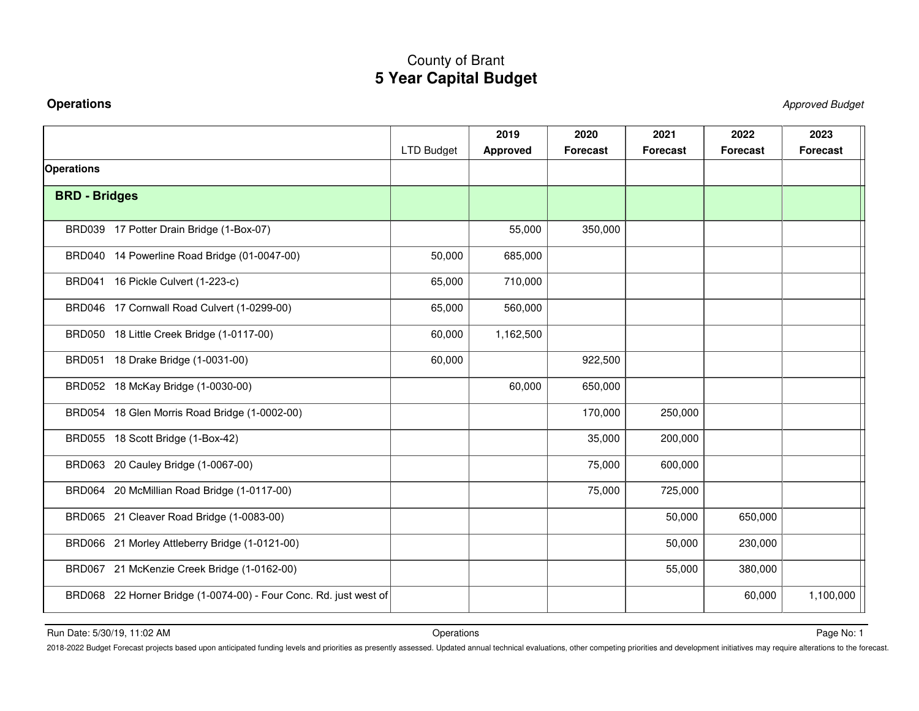# County of Brant
## 5 Year Capital Budget

**Operations** *Approved Budget*

| | LTD Budget | 2019 Approved | 2020 Forecast | 2021 Forecast | 2022 Forecast | 2023 Forecast |
|---|---|---|---|---|---|---|
| **Operations** | | | | | | |
| **BRD - Bridges** | | | | | | |
| BRD039 17 Potter Drain Bridge (1-Box-07) | | 55,000 | 350,000 | | | |
| BRD040 14 Powerline Road Bridge (01-0047-00) | 50,000 | 685,000 | | | | |
| BRD041 16 Pickle Culvert (1-223-c) | 65,000 | 710,000 | | | | |
| BRD046 17 Cornwall Road Culvert (1-0299-00) | 65,000 | 560,000 | | | | |
| BRD050 18 Little Creek Bridge (1-0117-00) | 60,000 | 1,162,500 | | | | |
| BRD051 18 Drake Bridge (1-0031-00) | 60,000 | | 922,500 | | | |
| BRD052 18 McKay Bridge (1-0030-00) | | 60,000 | 650,000 | | | |
| BRD054 18 Glen Morris Road Bridge (1-0002-00) | | | 170,000 | 250,000 | | |
| BRD055 18 Scott Bridge (1-Box-42) | | | 35,000 | 200,000 | | |
| BRD063 20 Cauley Bridge (1-0067-00) | | | 75,000 | 600,000 | | |
| BRD064 20 McMillian Road Bridge (1-0117-00) | | | 75,000 | 725,000 | | |
| BRD065 21 Cleaver Road Bridge (1-0083-00) | | | | 50,000 | 650,000 | |
| BRD066 21 Morley Attleberry Bridge (1-0121-00) | | | | 50,000 | 230,000 | |
| BRD067 21 McKenzie Creek Bridge (1-0162-00) | | | | 55,000 | 380,000 | |
| BRD068 22 Horner Bridge (1-0074-00) - Four Conc. Rd. just west of | | | | | 60,000 | 1,100,000 |

Run Date: 5/30/19, 11:02 AM

2018-2022 Budget Forecast projects based upon anticipated funding levels and priorities as presently assessed. Updated annual technical evaluations, other competing priorities and development initiatives may require alterations to the forecast.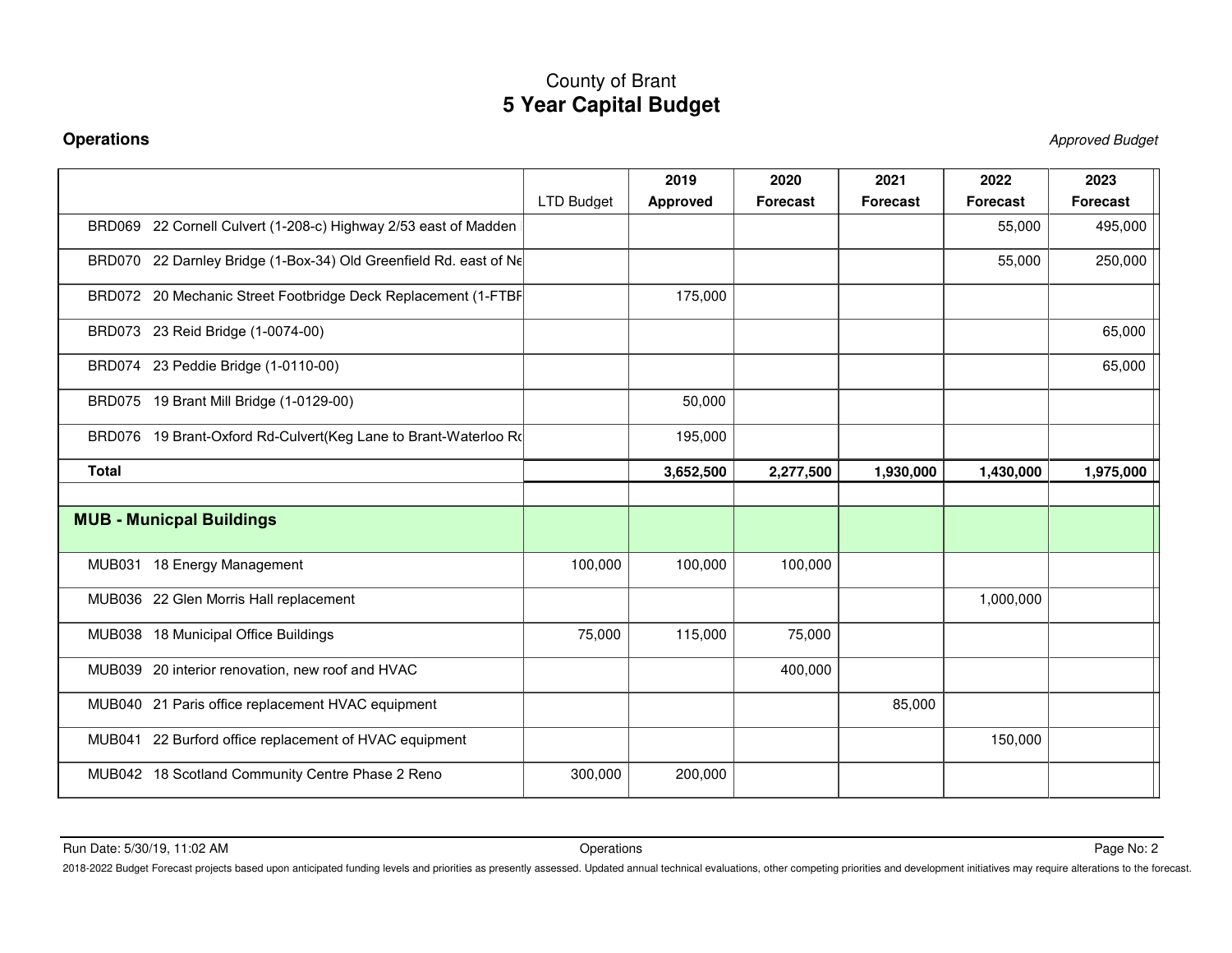# County of Brant
## 5 Year Capital Budget

**Operations**

*Approved Budget*

| | LTD Budget | 2019 Approved | 2020 Forecast | 2021 Forecast | 2022 Forecast | 2023 Forecast |
|---|---|---|---|---|---|---|
| BRD069 22 Cornell Culvert (1-208-c) Highway 2/53 east of Madden | | | | | 55,000 | 495,000 |
| BRD070 22 Darnley Bridge (1-Box-34) Old Greenfield Rd. east of Ne | | | | | 55,000 | 250,000 |
| BRD072 20 Mechanic Street Footbridge Deck Replacement (1-FTBF | | 175,000 | | | | |
| BRD073 23 Reid Bridge (1-0074-00) | | | | | | 65,000 |
| BRD074 23 Peddie Bridge (1-0110-00) | | | | | | 65,000 |
| BRD075 19 Brant Mill Bridge (1-0129-00) | | 50,000 | | | | |
| BRD076 19 Brant-Oxford Rd-Culvert(Keg Lane to Brant-Waterloo Ro | | 195,000 | | | | |
| **Total** | | **3,652,500** | **2,277,500** | **1,930,000** | **1,430,000** | **1,975,000** |
| | | | | | | |
| **MUB - Municpal Buildings** | | | | | | |
| MUB031 18 Energy Management | 100,000 | 100,000 | 100,000 | | | |
| MUB036 22 Glen Morris Hall replacement | | | | | 1,000,000 | |
| MUB038 18 Municipal Office Buildings | 75,000 | 115,000 | 75,000 | | | |
| MUB039 20 interior renovation, new roof and HVAC | | | 400,000 | | | |
| MUB040 21 Paris office replacement HVAC equipment | | | | 85,000 | | |
| MUB041 22 Burford office replacement of HVAC equipment | | | | | 150,000 | |
| MUB042 18 Scotland Community Centre Phase 2 Reno | 300,000 | 200,000 | | | | |

Run Date: 5/30/19, 11:02 AM

2018-2022 Budget Forecast projects based upon anticipated funding levels and priorities as presently assessed. Updated annual technical evaluations, other competing priorities and development initiatives may require alterations to the forecast.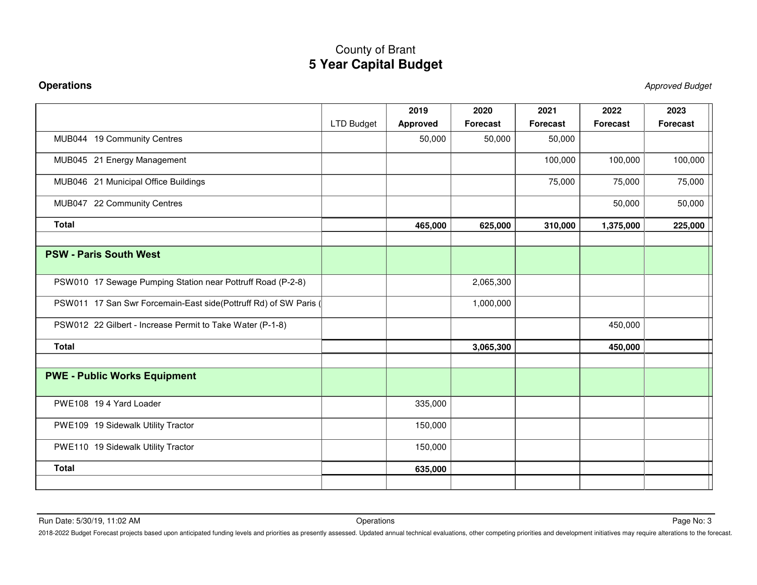# County of Brant
## 5 Year Capital Budget

**Operations** *Approved Budget*

| | LTD Budget | 2019 Approved | 2020 Forecast | 2021 Forecast | 2022 Forecast | 2023 Forecast |
|---|---|---|---|---|---|---|
| MUB044 19 Community Centres | | 50,000 | 50,000 | 50,000 | | |
| MUB045 21 Energy Management | | | | 100,000 | 100,000 | 100,000 |
| MUB046 21 Municipal Office Buildings | | | | 75,000 | 75,000 | 75,000 |
| MUB047 22 Community Centres | | | | | 50,000 | 50,000 |
| **Total** | | **465,000** | **625,000** | **310,000** | **1,375,000** | **225,000** |
| | | | | | | |
| **PSW - Paris South West** | | | | | | |
| PSW010 17 Sewage Pumping Station near Pottruff Road (P-2-8) | | | 2,065,300 | | | |
| PSW011 17 San Swr Forcemain-East side(Pottruff Rd) of SW Paris ( | | | 1,000,000 | | | |
| PSW012 22 Gilbert - Increase Permit to Take Water (P-1-8) | | | | | 450,000 | |
| **Total** | | | **3,065,300** | | **450,000** | |
| | | | | | | |
| **PWE - Public Works Equipment** | | | | | | |
| PWE108 19 4 Yard Loader | | 335,000 | | | | |
| PWE109 19 Sidewalk Utility Tractor | | 150,000 | | | | |
| PWE110 19 Sidewalk Utility Tractor | | 150,000 | | | | |
| **Total** | | **635,000** | | | | |

Run Date: 5/30/19, 11:02 AM

2018-2022 Budget Forecast projects based upon anticipated funding levels and priorities as presently assessed. Updated annual technical evaluations, other competing priorities and development initiatives may require alterations to the forecast.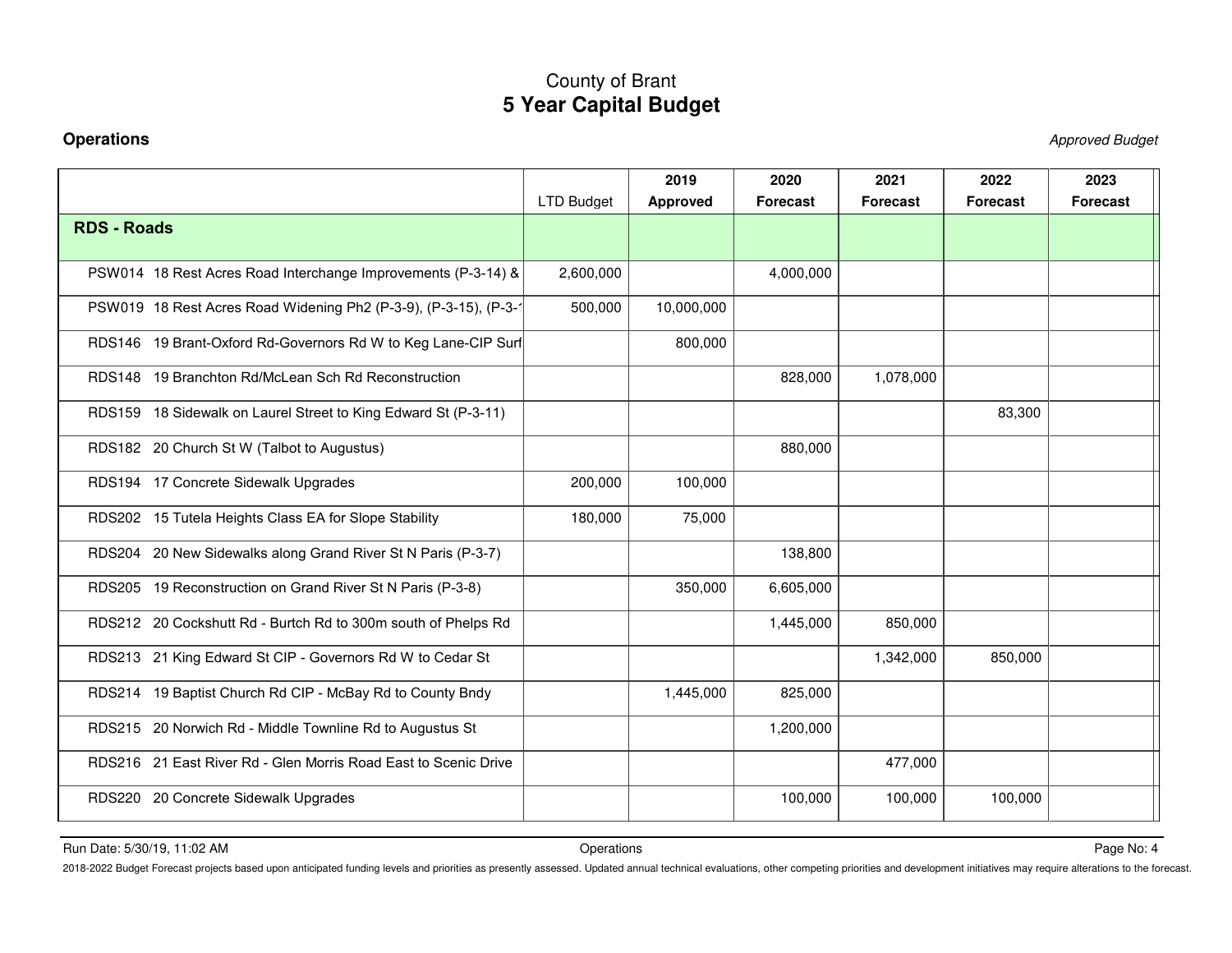# County of Brant
## 5 Year Capital Budget

**Operations** *Approved Budget*

| | LTD Budget | 2019 Approved | 2020 Forecast | 2021 Forecast | 2022 Forecast | 2023 Forecast |
|---|---|---|---|---|---|---|
| **RDS - Roads** | | | | | | |
| PSW014 18 Rest Acres Road Interchange Improvements (P-3-14) & | 2,600,000 | | 4,000,000 | | | |
| PSW019 18 Rest Acres Road Widening Ph2 (P-3-9), (P-3-15), (P-3-1 | 500,000 | 10,000,000 | | | | |
| RDS146 19 Brant-Oxford Rd-Governors Rd W to Keg Lane-CIP Surf | | 800,000 | | | | |
| RDS148 19 Branchton Rd/McLean Sch Rd Reconstruction | | | 828,000 | 1,078,000 | | |
| RDS159 18 Sidewalk on Laurel Street to King Edward St (P-3-11) | | | | | 83,300 | |
| RDS182 20 Church St W (Talbot to Augustus) | | | 880,000 | | | |
| RDS194 17 Concrete Sidewalk Upgrades | 200,000 | 100,000 | | | | |
| RDS202 15 Tutela Heights Class EA for Slope Stability | 180,000 | 75,000 | | | | |
| RDS204 20 New Sidewalks along Grand River St N Paris (P-3-7) | | | 138,800 | | | |
| RDS205 19 Reconstruction on Grand River St N Paris (P-3-8) | | 350,000 | 6,605,000 | | | |
| RDS212 20 Cockshutt Rd - Burtch Rd to 300m south of Phelps Rd | | | 1,445,000 | 850,000 | | |
| RDS213 21 King Edward St CIP - Governors Rd W to Cedar St | | | | 1,342,000 | 850,000 | |
| RDS214 19 Baptist Church Rd CIP - McBay Rd to County Bndy | | 1,445,000 | 825,000 | | | |
| RDS215 20 Norwich Rd - Middle Townline Rd to Augustus St | | | 1,200,000 | | | |
| RDS216 21 East River Rd - Glen Morris Road East to Scenic Drive | | | | 477,000 | | |
| RDS220 20 Concrete Sidewalk Upgrades | | | 100,000 | 100,000 | 100,000 | |

Run Date: 5/30/19, 11:02 AM

2018-2022 Budget Forecast projects based upon anticipated funding levels and priorities as presently assessed. Updated annual technical evaluations, other competing priorities and development initiatives may require alterations to the forecast.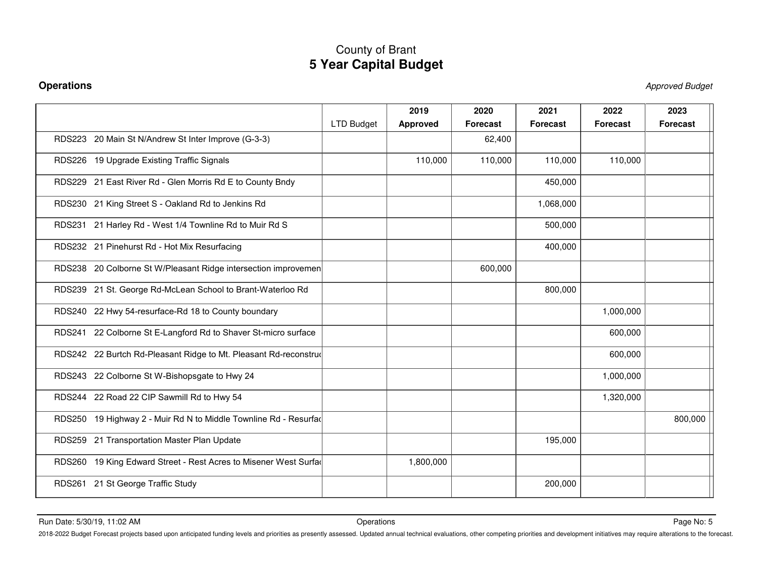# County of Brant
## 5 Year Capital Budget

**Operations** *Approved Budget*

| | LTD Budget | 2019 Approved | 2020 Forecast | 2021 Forecast | 2022 Forecast | 2023 Forecast |
|---|---|---|---|---|---|---|
| RDS223 20 Main St N/Andrew St Inter Improve (G-3-3) | | | 62,400 | | | |
| RDS226 19 Upgrade Existing Traffic Signals | | 110,000 | 110,000 | 110,000 | 110,000 | |
| RDS229 21 East River Rd - Glen Morris Rd E to County Bndy | | | | 450,000 | | |
| RDS230 21 King Street S - Oakland Rd to Jenkins Rd | | | | 1,068,000 | | |
| RDS231 21 Harley Rd - West 1/4 Townline Rd to Muir Rd S | | | | 500,000 | | |
| RDS232 21 Pinehurst Rd - Hot Mix Resurfacing | | | | 400,000 | | |
| RDS238 20 Colborne St W/Pleasant Ridge intersection improvemen | | | 600,000 | | | |
| RDS239 21 St. George Rd-McLean School to Brant-Waterloo Rd | | | | 800,000 | | |
| RDS240 22 Hwy 54-resurface-Rd 18 to County boundary | | | | | 1,000,000 | |
| RDS241 22 Colborne St E-Langford Rd to Shaver St-micro surface | | | | | 600,000 | |
| RDS242 22 Burtch Rd-Pleasant Ridge to Mt. Pleasant Rd-reconstru | | | | | 600,000 | |
| RDS243 22 Colborne St W-Bishopsgate to Hwy 24 | | | | | 1,000,000 | |
| RDS244 22 Road 22 CIP Sawmill Rd to Hwy 54 | | | | | 1,320,000 | |
| RDS250 19 Highway 2 - Muir Rd N to Middle Townline Rd - Resurfa | | | | | | 800,000 |
| RDS259 21 Transportation Master Plan Update | | | | 195,000 | | |
| RDS260 19 King Edward Street - Rest Acres to Misener West Surfa | | 1,800,000 | | | | |
| RDS261 21 St George Traffic Study | | | | 200,000 | | |

Run Date: 5/30/19, 11:02 AM

2018-2022 Budget Forecast projects based upon anticipated funding levels and priorities as presently assessed. Updated annual technical evaluations, other competing priorities and development initiatives may require alterations to the forecast.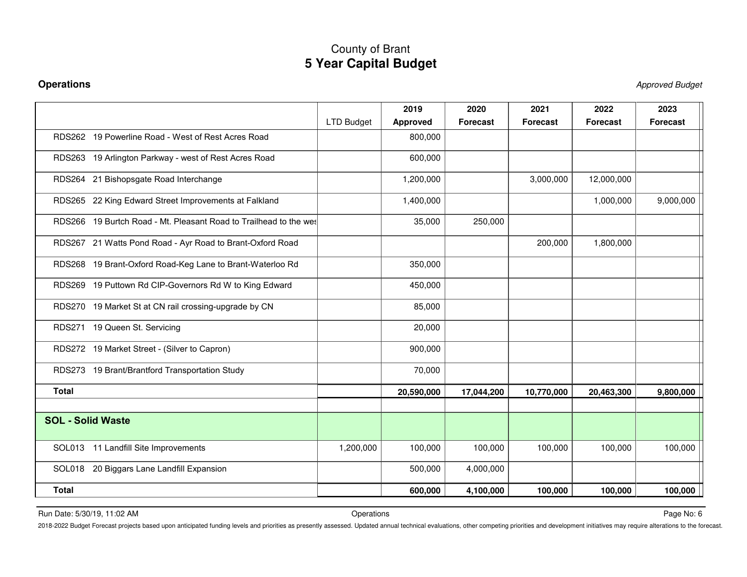# County of Brant
## 5 Year Capital Budget

**Operations** *Approved Budget*

| | LTD Budget | 2019 Approved | 2020 Forecast | 2021 Forecast | 2022 Forecast | 2023 Forecast |
|---|---|---|---|---|---|---|
| RDS262 19 Powerline Road - West of Rest Acres Road | | 800,000 | | | | |
| RDS263 19 Arlington Parkway - west of Rest Acres Road | | 600,000 | | | | |
| RDS264 21 Bishopsgate Road Interchange | | 1,200,000 | | 3,000,000 | 12,000,000 | |
| RDS265 22 King Edward Street Improvements at Falkland | | 1,400,000 | | | 1,000,000 | 9,000,000 |
| RDS266 19 Burtch Road - Mt. Pleasant Road to Trailhead to the wes | | 35,000 | 250,000 | | | |
| RDS267 21 Watts Pond Road - Ayr Road to Brant-Oxford Road | | | | 200,000 | 1,800,000 | |
| RDS268 19 Brant-Oxford Road-Keg Lane to Brant-Waterloo Rd | | 350,000 | | | | |
| RDS269 19 Puttown Rd CIP-Governors Rd W to King Edward | | 450,000 | | | | |
| RDS270 19 Market St at CN rail crossing-upgrade by CN | | 85,000 | | | | |
| RDS271 19 Queen St. Servicing | | 20,000 | | | | |
| RDS272 19 Market Street - (Silver to Capron) | | 900,000 | | | | |
| RDS273 19 Brant/Brantford Transportation Study | | 70,000 | | | | |
| **Total** | | **20,590,000** | **17,044,200** | **10,770,000** | **20,463,300** | **9,800,000** |
| | | | | | | |
| **SOL - Solid Waste** | | | | | | |
| SOL013 11 Landfill Site Improvements | 1,200,000 | 100,000 | 100,000 | 100,000 | 100,000 | 100,000 |
| SOL018 20 Biggars Lane Landfill Expansion | | 500,000 | 4,000,000 | | | |
| **Total** | | **600,000** | **4,100,000** | **100,000** | **100,000** | **100,000** |

Run Date: 5/30/19, 11:02 AM Operations Page No: 6

2018-2022 Budget Forecast projects based upon anticipated funding levels and priorities as presently assessed. Updated annual technical evaluations, other competing priorities and development initiatives may require alterations to the forecast.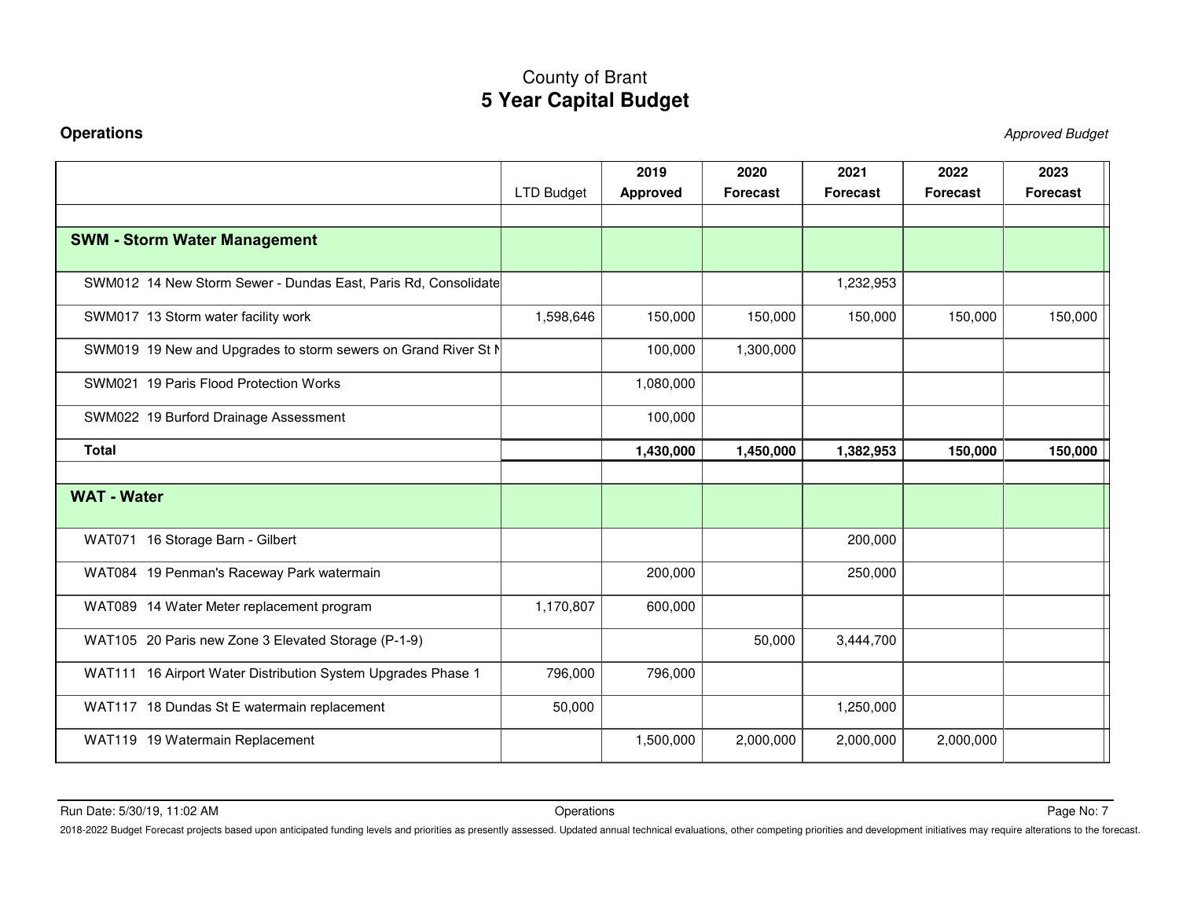County of Brant

# 5 Year Capital Budget

**Operations** *Approved Budget*

| | LTD Budget | 2019 Approved | 2020 Forecast | 2021 Forecast | 2022 Forecast | 2023 Forecast |
|---|---|---|---|---|---|---|
| **SWM - Storm Water Management** | | | | | | |
| SWM012 14 New Storm Sewer - Dundas East, Paris Rd, Consolidate | | | | 1,232,953 | | |
| SWM017 13 Storm water facility work | 1,598,646 | 150,000 | 150,000 | 150,000 | 150,000 | 150,000 |
| SWM019 19 New and Upgrades to storm sewers on Grand River St N | | 100,000 | 1,300,000 | | | |
| SWM021 19 Paris Flood Protection Works | | 1,080,000 | | | | |
| SWM022 19 Burford Drainage Assessment | | 100,000 | | | | |
| **Total** | | **1,430,000** | **1,450,000** | **1,382,953** | **150,000** | **150,000** |
| | | | | | | |
| **WAT - Water** | | | | | | |
| WAT071 16 Storage Barn - Gilbert | | | | 200,000 | | |
| WAT084 19 Penman's Raceway Park watermain | | 200,000 | | 250,000 | | |
| WAT089 14 Water Meter replacement program | 1,170,807 | 600,000 | | | | |
| WAT105 20 Paris new Zone 3 Elevated Storage (P-1-9) | | | 50,000 | 3,444,700 | | |
| WAT111 16 Airport Water Distribution System Upgrades Phase 1 | 796,000 | 796,000 | | | | |
| WAT117 18 Dundas St E watermain replacement | 50,000 | | | 1,250,000 | | |
| WAT119 19 Watermain Replacement | | 1,500,000 | 2,000,000 | 2,000,000 | 2,000,000 | |

Run Date: 5/30/19, 11:02 AM Operations

2018-2022 Budget Forecast projects based upon anticipated funding levels and priorities as presently assessed. Updated annual technical evaluations, other competing priorities and development initiatives may require alterations to the forecast.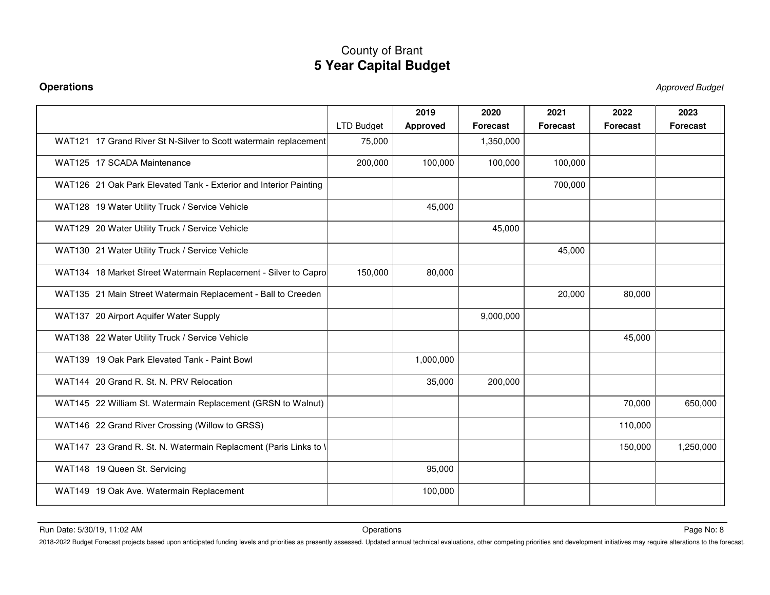# County of Brant
## 5 Year Capital Budget

**Operations** *Approved Budget*

| | LTD Budget | 2019 Approved | 2020 Forecast | 2021 Forecast | 2022 Forecast | 2023 Forecast |
|---|---|---|---|---|---|---|
| WAT121 17 Grand River St N-Silver to Scott watermain replacement | 75,000 | | 1,350,000 | | | |
| WAT125 17 SCADA Maintenance | 200,000 | 100,000 | 100,000 | 100,000 | | |
| WAT126 21 Oak Park Elevated Tank - Exterior and Interior Painting | | | | 700,000 | | |
| WAT128 19 Water Utility Truck / Service Vehicle | | 45,000 | | | | |
| WAT129 20 Water Utility Truck / Service Vehicle | | | 45,000 | | | |
| WAT130 21 Water Utility Truck / Service Vehicle | | | | 45,000 | | |
| WAT134 18 Market Street Watermain Replacement - Silver to Capro | 150,000 | 80,000 | | | | |
| WAT135 21 Main Street Watermain Replacement - Ball to Creeden | | | | 20,000 | 80,000 | |
| WAT137 20 Airport Aquifer Water Supply | | | 9,000,000 | | | |
| WAT138 22 Water Utility Truck / Service Vehicle | | | | | 45,000 | |
| WAT139 19 Oak Park Elevated Tank - Paint Bowl | | 1,000,000 | | | | |
| WAT144 20 Grand R. St. N. PRV Relocation | | 35,000 | 200,000 | | | |
| WAT145 22 William St. Watermain Replacement (GRSN to Walnut) | | | | | 70,000 | 650,000 |
| WAT146 22 Grand River Crossing (Willow to GRSS) | | | | | 110,000 | |
| WAT147 23 Grand R. St. N. Watermain Replacment (Paris Links to \ | | | | | 150,000 | 1,250,000 |
| WAT148 19 Queen St. Servicing | | 95,000 | | | | |
| WAT149 19 Oak Ave. Watermain Replacement | | 100,000 | | | | |

Run Date: 5/30/19, 11:02 AM

2018-2022 Budget Forecast projects based upon anticipated funding levels and priorities as presently assessed. Updated annual technical evaluations, other competing priorities and development initiatives may require alterations to the forecast.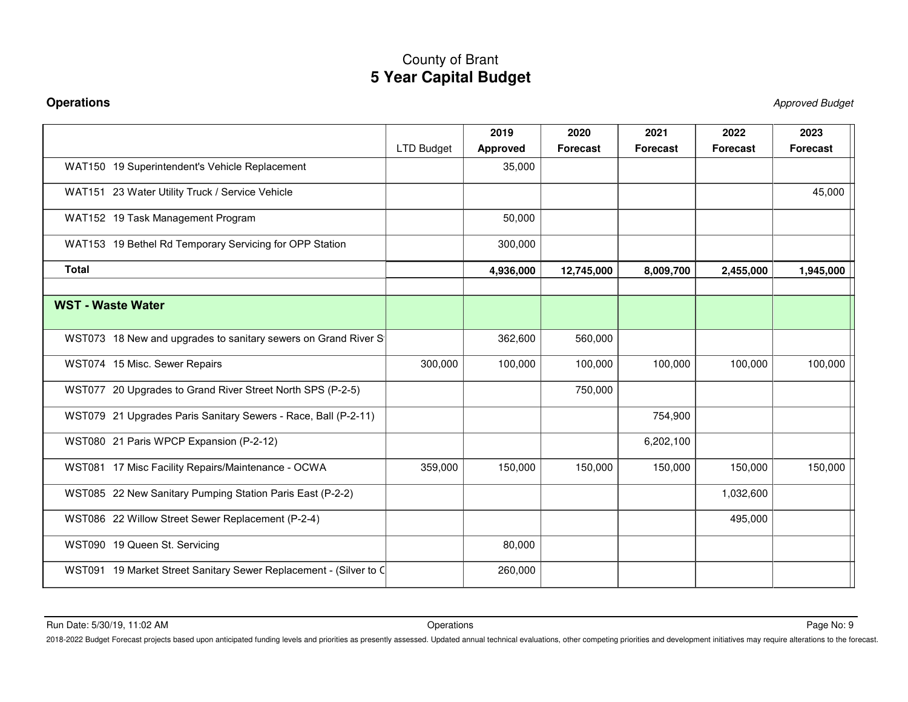# County of Brant
## 5 Year Capital Budget

**Operations** *Approved Budget*

| | LTD Budget | 2019 Approved | 2020 Forecast | 2021 Forecast | 2022 Forecast | 2023 Forecast |
|---|---|---|---|---|---|---|
| WAT150 19 Superintendent's Vehicle Replacement | | 35,000 | | | | |
| WAT151 23 Water Utility Truck / Service Vehicle | | | | | | 45,000 |
| WAT152 19 Task Management Program | | 50,000 | | | | |
| WAT153 19 Bethel Rd Temporary Servicing for OPP Station | | 300,000 | | | | |
| **Total** | | **4,936,000** | **12,745,000** | **8,009,700** | **2,455,000** | **1,945,000** |
| | | | | | | |
| **WST - Waste Water** | | | | | | |
| WST073 18 New and upgrades to sanitary sewers on Grand River S | | 362,600 | 560,000 | | | |
| WST074 15 Misc. Sewer Repairs | 300,000 | 100,000 | 100,000 | 100,000 | 100,000 | 100,000 |
| WST077 20 Upgrades to Grand River Street North SPS (P-2-5) | | | 750,000 | | | |
| WST079 21 Upgrades Paris Sanitary Sewers - Race, Ball (P-2-11) | | | | 754,900 | | |
| WST080 21 Paris WPCP Expansion (P-2-12) | | | | 6,202,100 | | |
| WST081 17 Misc Facility Repairs/Maintenance - OCWA | 359,000 | 150,000 | 150,000 | 150,000 | 150,000 | 150,000 |
| WST085 22 New Sanitary Pumping Station Paris East (P-2-2) | | | | | 1,032,600 | |
| WST086 22 Willow Street Sewer Replacement (P-2-4) | | | | | 495,000 | |
| WST090 19 Queen St. Servicing | | 80,000 | | | | |
| WST091 19 Market Street Sanitary Sewer Replacement - (Silver to C | | 260,000 | | | | |

Run Date: 5/30/19, 11:02 AM Operations

2018-2022 Budget Forecast projects based upon anticipated funding levels and priorities as presently assessed. Updated annual technical evaluations, other competing priorities and development initiatives may require alterations to the forecast.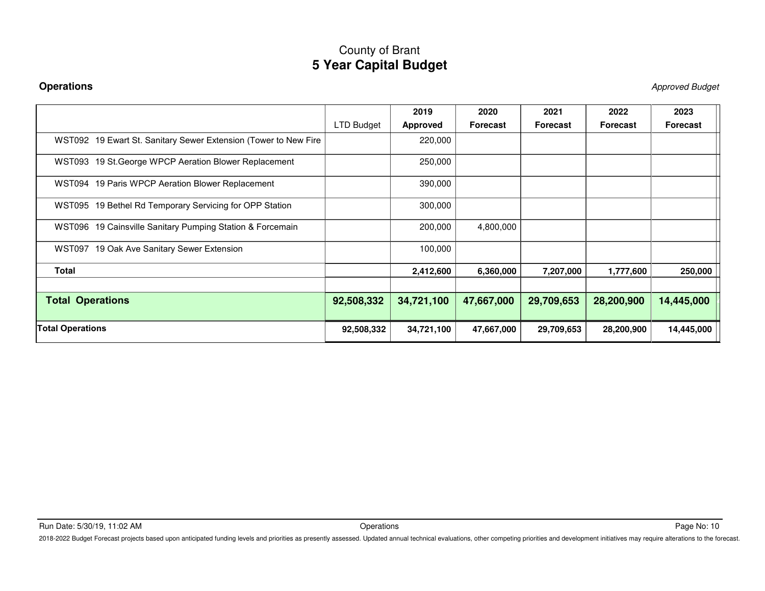# County of Brant
## 5 Year Capital Budget

**Operations** *Approved Budget*

| | LTD Budget | 2019 Approved | 2020 Forecast | 2021 Forecast | 2022 Forecast | 2023 Forecast |
|---|---|---|---|---|---|---|
| WST092 19 Ewart St. Sanitary Sewer Extension (Tower to New Fire | | 220,000 | | | | |
| WST093 19 St.George WPCP Aeration Blower Replacement | | 250,000 | | | | |
| WST094 19 Paris WPCP Aeration Blower Replacement | | 390,000 | | | | |
| WST095 19 Bethel Rd Temporary Servicing for OPP Station | | 300,000 | | | | |
| WST096 19 Cainsville Sanitary Pumping Station & Forcemain | | 200,000 | 4,800,000 | | | |
| WST097 19 Oak Ave Sanitary Sewer Extension | | 100,000 | | | | |
| **Total** | | **2,412,600** | **6,360,000** | **7,207,000** | **1,777,600** | **250,000** |
| | | | | | | |
| **Total Operations** | **92,508,332** | **34,721,100** | **47,667,000** | **29,709,653** | **28,200,900** | **14,445,000** |
| **Total Operations** | **92,508,332** | **34,721,100** | **47,667,000** | **29,709,653** | **28,200,900** | **14,445,000** |

Run Date: 5/30/19, 11:02 AM — Operations

2018-2022 Budget Forecast projects based upon anticipated funding levels and priorities as presently assessed. Updated annual technical evaluations, other competing priorities and development initiatives may require alterations to the forecast.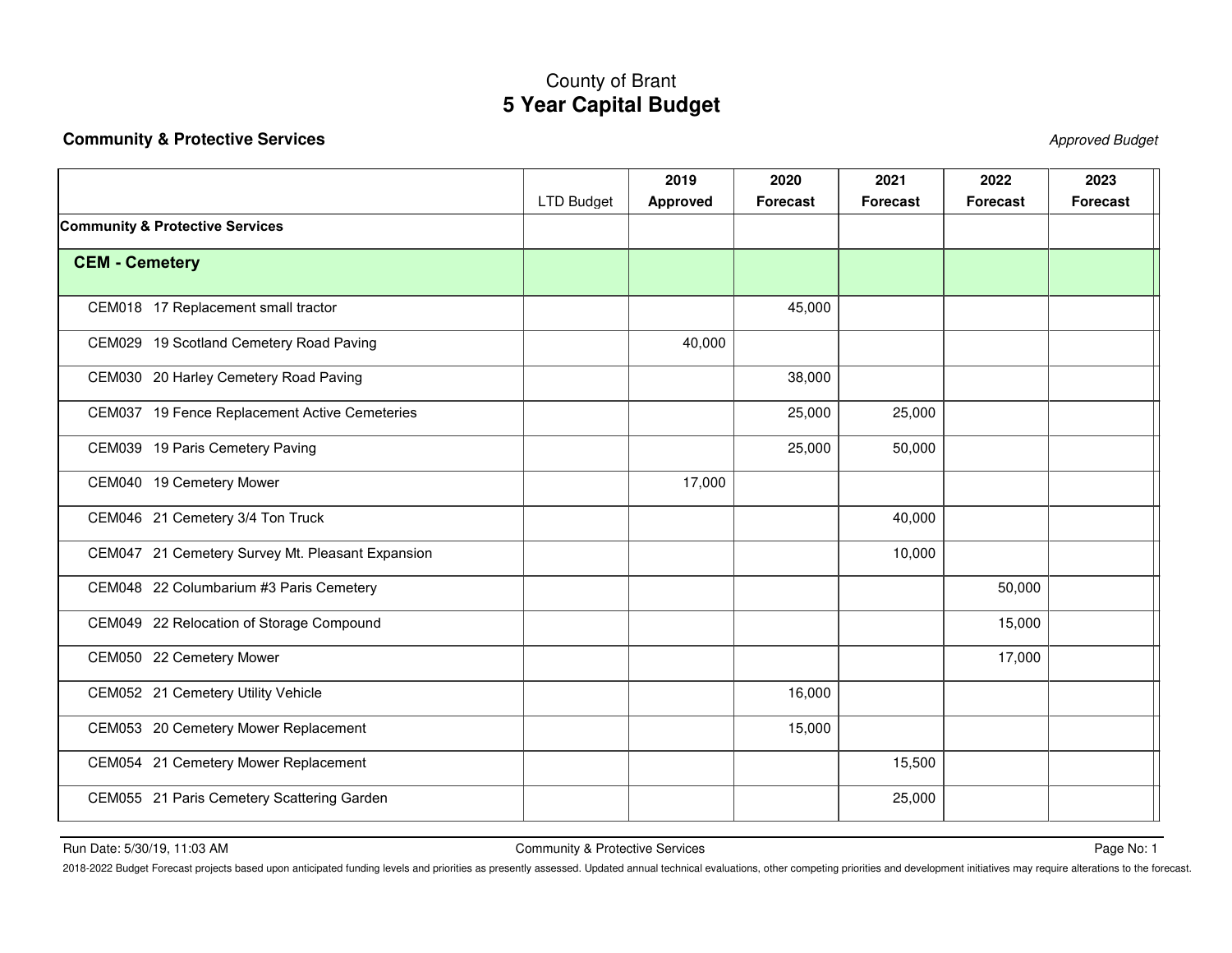# County of Brant
## 5 Year Capital Budget

**Community & Protective Services** *Approved Budget*

| | LTD Budget | 2019 Approved | 2020 Forecast | 2021 Forecast | 2022 Forecast | 2023 Forecast |
|---|---|---|---|---|---|---|
| **Community & Protective Services** | | | | | | |
| **CEM - Cemetery** | | | | | | |
| CEM018 17 Replacement small tractor | | | 45,000 | | | |
| CEM029 19 Scotland Cemetery Road Paving | | 40,000 | | | | |
| CEM030 20 Harley Cemetery Road Paving | | | 38,000 | | | |
| CEM037 19 Fence Replacement Active Cemeteries | | | 25,000 | 25,000 | | |
| CEM039 19 Paris Cemetery Paving | | | 25,000 | 50,000 | | |
| CEM040 19 Cemetery Mower | | 17,000 | | | | |
| CEM046 21 Cemetery 3/4 Ton Truck | | | | 40,000 | | |
| CEM047 21 Cemetery Survey Mt. Pleasant Expansion | | | | 10,000 | | |
| CEM048 22 Columbarium #3 Paris Cemetery | | | | | 50,000 | |
| CEM049 22 Relocation of Storage Compound | | | | | 15,000 | |
| CEM050 22 Cemetery Mower | | | | | 17,000 | |
| CEM052 21 Cemetery Utility Vehicle | | | 16,000 | | | |
| CEM053 20 Cemetery Mower Replacement | | | 15,000 | | | |
| CEM054 21 Cemetery Mower Replacement | | | | 15,500 | | |
| CEM055 21 Paris Cemetery Scattering Garden | | | | 25,000 | | |

Run Date: 5/30/19, 11:03 AM

2018-2022 Budget Forecast projects based upon anticipated funding levels and priorities as presently assessed. Updated annual technical evaluations, other competing priorities and development initiatives may require alterations to the forecast.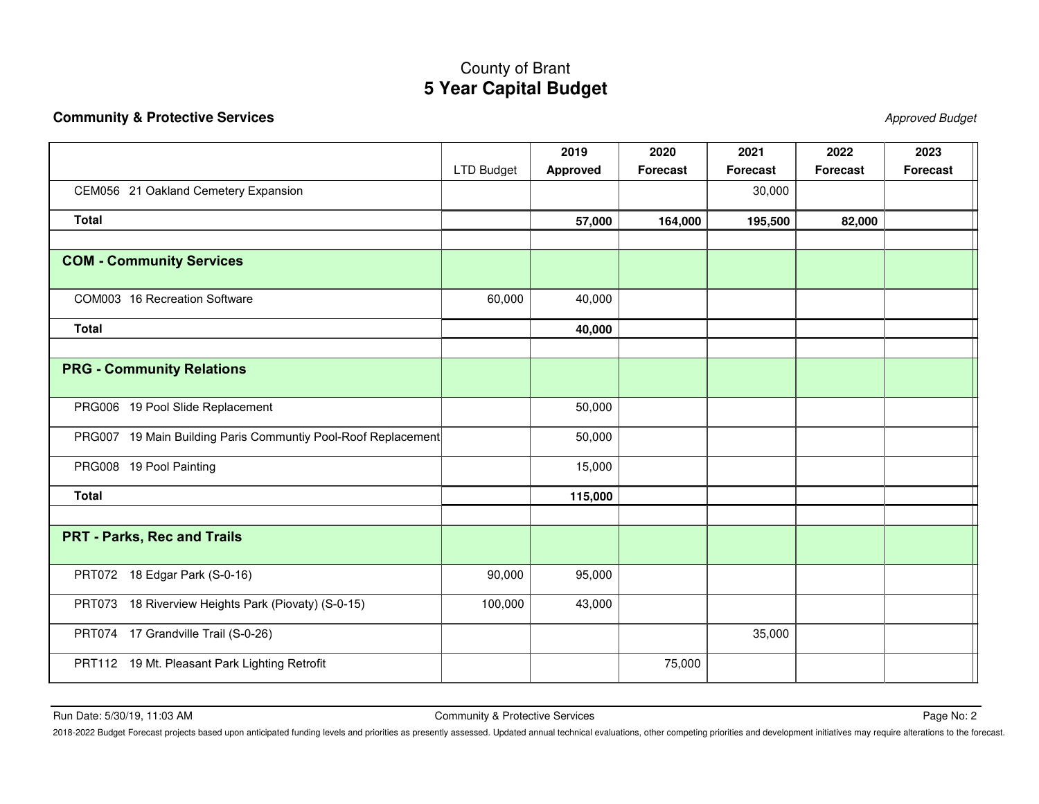County of Brant

# 5 Year Capital Budget

**Community & Protective Services** *Approved Budget*

| | LTD Budget | 2019 Approved | 2020 Forecast | 2021 Forecast | 2022 Forecast | 2023 Forecast |
|---|---|---|---|---|---|---|
| CEM056 21 Oakland Cemetery Expansion | | | | 30,000 | | |
| **Total** | | **57,000** | **164,000** | **195,500** | **82,000** | |
| | | | | | | |
| **COM - Community Services** | | | | | | |
| COM003 16 Recreation Software | 60,000 | 40,000 | | | | |
| **Total** | | **40,000** | | | | |
| | | | | | | |
| **PRG - Community Relations** | | | | | | |
| PRG006 19 Pool Slide Replacement | | 50,000 | | | | |
| PRG007 19 Main Building Paris Communtiy Pool-Roof Replacement | | 50,000 | | | | |
| PRG008 19 Pool Painting | | 15,000 | | | | |
| **Total** | | **115,000** | | | | |
| | | | | | | |
| **PRT - Parks, Rec and Trails** | | | | | | |
| PRT072 18 Edgar Park (S-0-16) | 90,000 | 95,000 | | | | |
| PRT073 18 Riverview Heights Park (Piovaty) (S-0-15) | 100,000 | 43,000 | | | | |
| PRT074 17 Grandville Trail (S-0-26) | | | | 35,000 | | |
| PRT112 19 Mt. Pleasant Park Lighting Retrofit | | | 75,000 | | | |

Run Date: 5/30/19, 11:03 AM

2018-2022 Budget Forecast projects based upon anticipated funding levels and priorities as presently assessed. Updated annual technical evaluations, other competing priorities and development initiatives may require alterations to the forecast.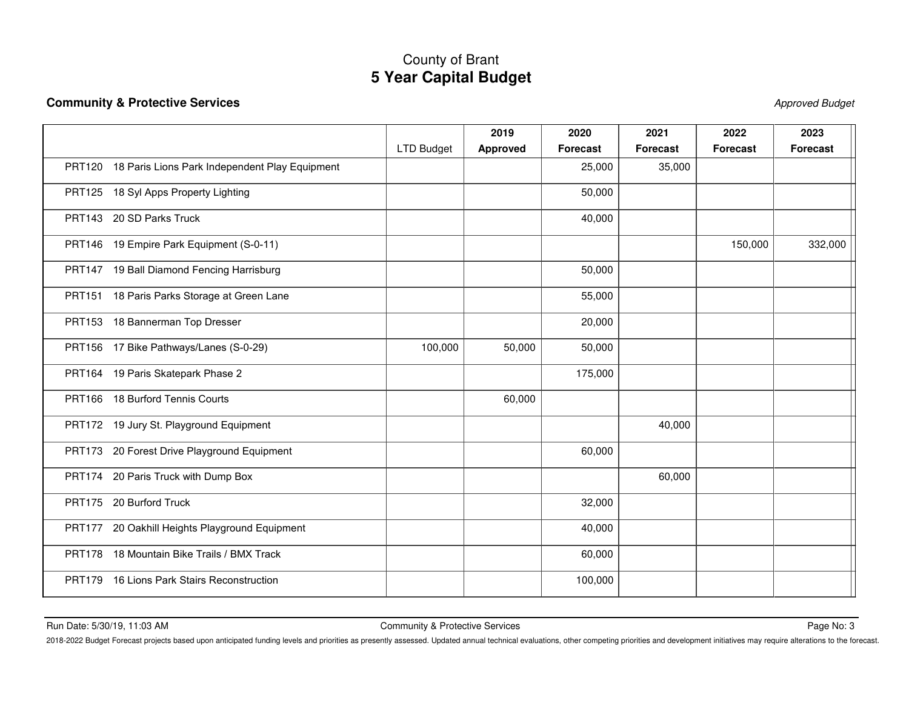# County of Brant
## 5 Year Capital Budget

**Community & Protective Services** *Approved Budget*

| | LTD Budget | 2019 Approved | 2020 Forecast | 2021 Forecast | 2022 Forecast | 2023 Forecast |
|---|---|---|---|---|---|---|
| PRT120 18 Paris Lions Park Independent Play Equipment | | | 25,000 | 35,000 | | |
| PRT125 18 Syl Apps Property Lighting | | | 50,000 | | | |
| PRT143 20 SD Parks Truck | | | 40,000 | | | |
| PRT146 19 Empire Park Equipment (S-0-11) | | | | | 150,000 | 332,000 |
| PRT147 19 Ball Diamond Fencing Harrisburg | | | 50,000 | | | |
| PRT151 18 Paris Parks Storage at Green Lane | | | 55,000 | | | |
| PRT153 18 Bannerman Top Dresser | | | 20,000 | | | |
| PRT156 17 Bike Pathways/Lanes (S-0-29) | 100,000 | 50,000 | 50,000 | | | |
| PRT164 19 Paris Skatepark Phase 2 | | | 175,000 | | | |
| PRT166 18 Burford Tennis Courts | | 60,000 | | | | |
| PRT172 19 Jury St. Playground Equipment | | | | 40,000 | | |
| PRT173 20 Forest Drive Playground Equipment | | | 60,000 | | | |
| PRT174 20 Paris Truck with Dump Box | | | | 60,000 | | |
| PRT175 20 Burford Truck | | | 32,000 | | | |
| PRT177 20 Oakhill Heights Playground Equipment | | | 40,000 | | | |
| PRT178 18 Mountain Bike Trails / BMX Track | | | 60,000 | | | |
| PRT179 16 Lions Park Stairs Reconstruction | | | 100,000 | | | |

Run Date: 5/30/19, 11:03 AM — Community & Protective Services

2018-2022 Budget Forecast projects based upon anticipated funding levels and priorities as presently assessed. Updated annual technical evaluations, other competing priorities and development initiatives may require alterations to the forecast.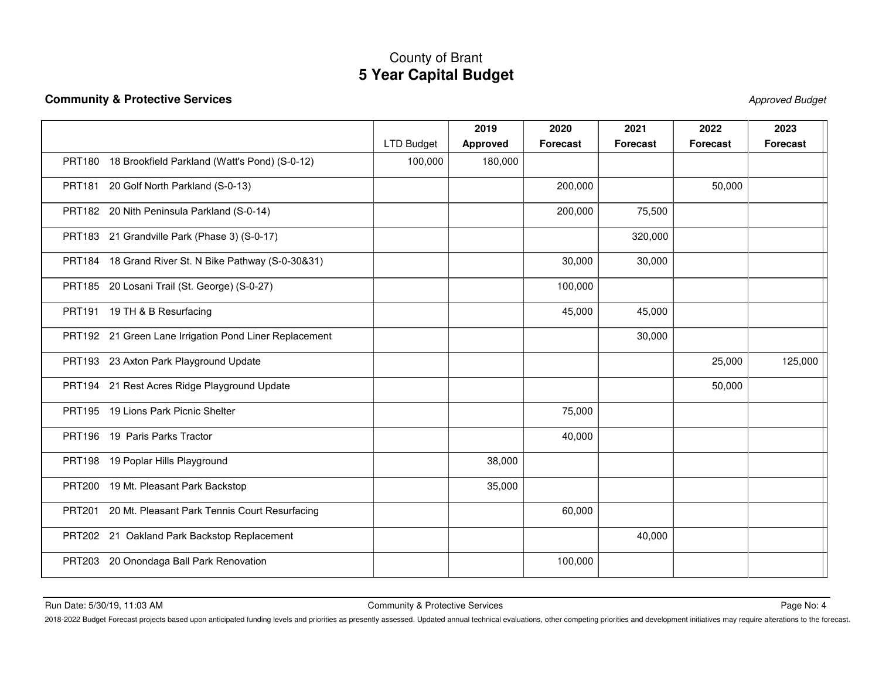# County of Brant

## 5 Year Capital Budget

**Community & Protective Services** *Approved Budget*

| | LTD Budget | 2019 Approved | 2020 Forecast | 2021 Forecast | 2022 Forecast | 2023 Forecast |
|---|---|---|---|---|---|---|
| PRT180 18 Brookfield Parkland (Watt's Pond) (S-0-12) | 100,000 | 180,000 | | | | |
| PRT181 20 Golf North Parkland (S-0-13) | | | 200,000 | | 50,000 | |
| PRT182 20 Nith Peninsula Parkland (S-0-14) | | | 200,000 | 75,500 | | |
| PRT183 21 Grandville Park (Phase 3) (S-0-17) | | | | 320,000 | | |
| PRT184 18 Grand River St. N Bike Pathway (S-0-30&31) | | | 30,000 | 30,000 | | |
| PRT185 20 Losani Trail (St. George) (S-0-27) | | | 100,000 | | | |
| PRT191 19 TH & B Resurfacing | | | 45,000 | 45,000 | | |
| PRT192 21 Green Lane Irrigation Pond Liner Replacement | | | | 30,000 | | |
| PRT193 23 Axton Park Playground Update | | | | | 25,000 | 125,000 |
| PRT194 21 Rest Acres Ridge Playground Update | | | | | 50,000 | |
| PRT195 19 Lions Park Picnic Shelter | | | 75,000 | | | |
| PRT196 19 Paris Parks Tractor | | | 40,000 | | | |
| PRT198 19 Poplar Hills Playground | | 38,000 | | | | |
| PRT200 19 Mt. Pleasant Park Backstop | | 35,000 | | | | |
| PRT201 20 Mt. Pleasant Park Tennis Court Resurfacing | | | 60,000 | | | |
| PRT202 21 Oakland Park Backstop Replacement | | | | 40,000 | | |
| PRT203 20 Onondaga Ball Park Renovation | | | 100,000 | | | |

Run Date: 5/30/19, 11:03 AM Community & Protective Services

2018-2022 Budget Forecast projects based upon anticipated funding levels and priorities as presently assessed. Updated annual technical evaluations, other competing priorities and development initiatives may require alterations to the forecast.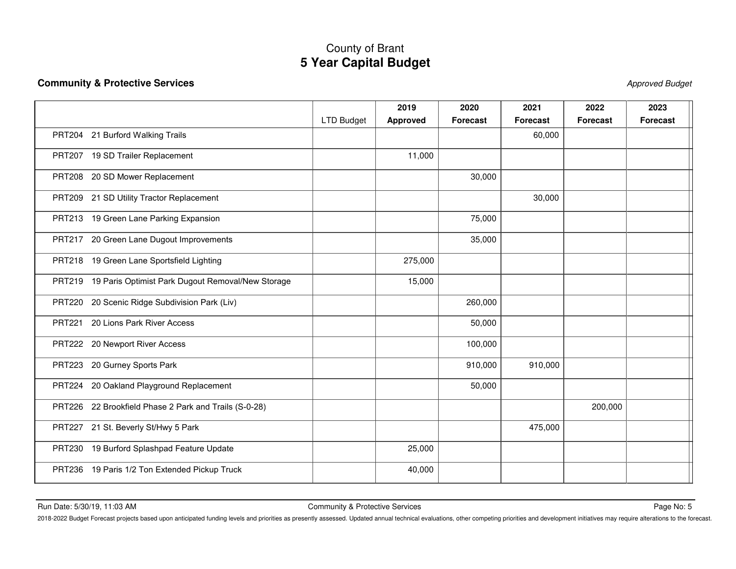# County of Brant
## 5 Year Capital Budget

**Community & Protective Services** *Approved Budget*

| | LTD Budget | 2019 Approved | 2020 Forecast | 2021 Forecast | 2022 Forecast | 2023 Forecast |
|---|---|---|---|---|---|---|
| PRT204 21 Burford Walking Trails | | | | 60,000 | | |
| PRT207 19 SD Trailer Replacement | | 11,000 | | | | |
| PRT208 20 SD Mower Replacement | | | 30,000 | | | |
| PRT209 21 SD Utility Tractor Replacement | | | | 30,000 | | |
| PRT213 19 Green Lane Parking Expansion | | | 75,000 | | | |
| PRT217 20 Green Lane Dugout Improvements | | | 35,000 | | | |
| PRT218 19 Green Lane Sportsfield Lighting | | 275,000 | | | | |
| PRT219 19 Paris Optimist Park Dugout Removal/New Storage | | 15,000 | | | | |
| PRT220 20 Scenic Ridge Subdivision Park (Liv) | | | 260,000 | | | |
| PRT221 20 Lions Park River Access | | | 50,000 | | | |
| PRT222 20 Newport River Access | | | 100,000 | | | |
| PRT223 20 Gurney Sports Park | | | 910,000 | 910,000 | | |
| PRT224 20 Oakland Playground Replacement | | | 50,000 | | | |
| PRT226 22 Brookfield Phase 2 Park and Trails (S-0-28) | | | | | 200,000 | |
| PRT227 21 St. Beverly St/Hwy 5 Park | | | | 475,000 | | |
| PRT230 19 Burford Splashpad Feature Update | | 25,000 | | | | |
| PRT236 19 Paris 1/2 Ton Extended Pickup Truck | | 40,000 | | | | |

Run Date: 5/30/19, 11:03 AM

2018-2022 Budget Forecast projects based upon anticipated funding levels and priorities as presently assessed. Updated annual technical evaluations, other competing priorities and development initiatives may require alterations to the forecast.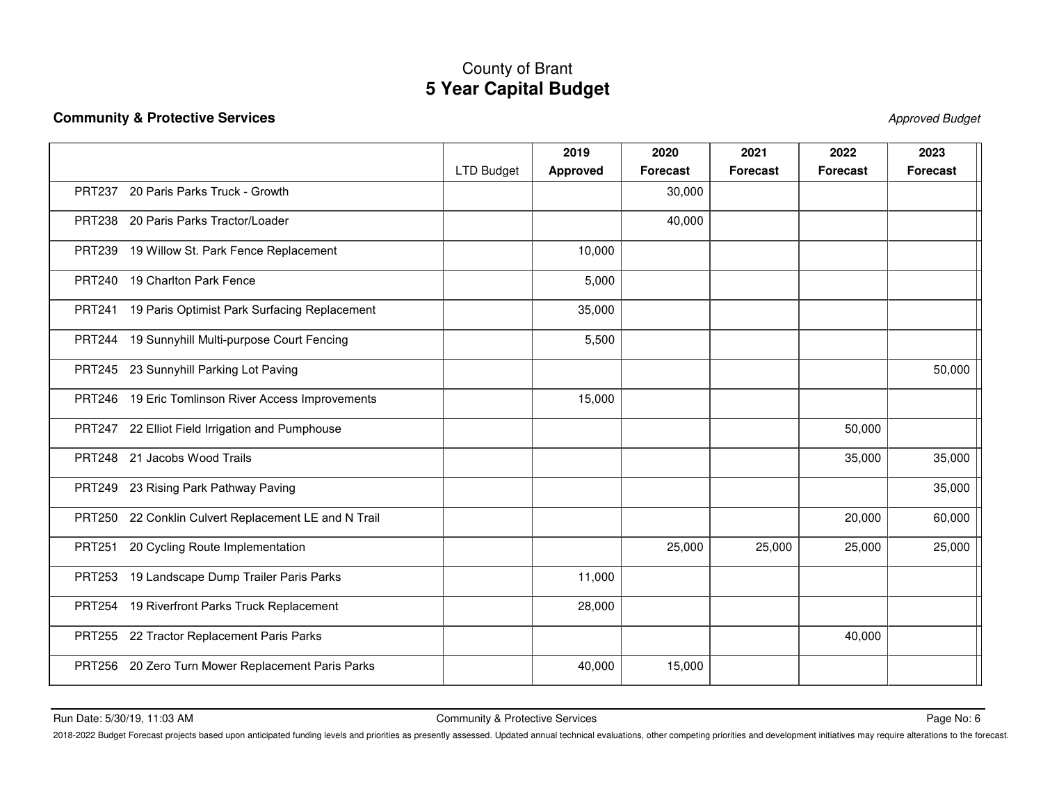# County of Brant
## 5 Year Capital Budget

**Community & Protective Services** *Approved Budget*

| | LTD Budget | 2019 Approved | 2020 Forecast | 2021 Forecast | 2022 Forecast | 2023 Forecast |
|---|---|---|---|---|---|---|
| PRT237 20 Paris Parks Truck - Growth | | | 30,000 | | | |
| PRT238 20 Paris Parks Tractor/Loader | | | 40,000 | | | |
| PRT239 19 Willow St. Park Fence Replacement | | 10,000 | | | | |
| PRT240 19 Charlton Park Fence | | 5,000 | | | | |
| PRT241 19 Paris Optimist Park Surfacing Replacement | | 35,000 | | | | |
| PRT244 19 Sunnyhill Multi-purpose Court Fencing | | 5,500 | | | | |
| PRT245 23 Sunnyhill Parking Lot Paving | | | | | | 50,000 |
| PRT246 19 Eric Tomlinson River Access Improvements | | 15,000 | | | | |
| PRT247 22 Elliot Field Irrigation and Pumphouse | | | | | 50,000 | |
| PRT248 21 Jacobs Wood Trails | | | | | 35,000 | 35,000 |
| PRT249 23 Rising Park Pathway Paving | | | | | | 35,000 |
| PRT250 22 Conklin Culvert Replacement LE and N Trail | | | | | 20,000 | 60,000 |
| PRT251 20 Cycling Route Implementation | | | 25,000 | 25,000 | 25,000 | 25,000 |
| PRT253 19 Landscape Dump Trailer Paris Parks | | 11,000 | | | | |
| PRT254 19 Riverfront Parks Truck Replacement | | 28,000 | | | | |
| PRT255 22 Tractor Replacement Paris Parks | | | | | 40,000 | |
| PRT256 20 Zero Turn Mower Replacement Paris Parks | | 40,000 | 15,000 | | | |

Run Date: 5/30/19, 11:03 AM Community & Protective Services

2018-2022 Budget Forecast projects based upon anticipated funding levels and priorities as presently assessed. Updated annual technical evaluations, other competing priorities and development initiatives may require alterations to the forecast.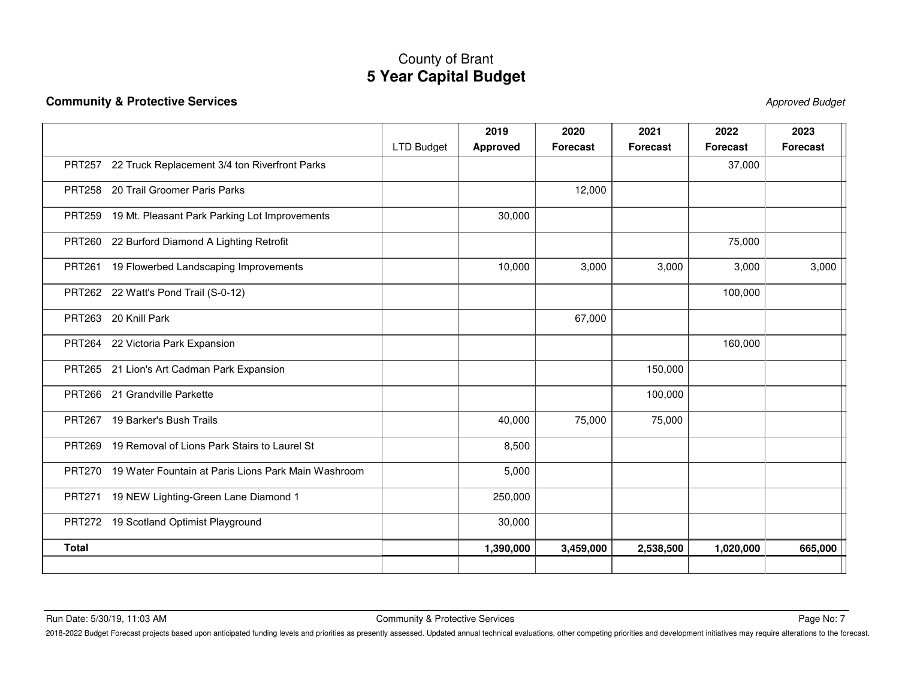# County of Brant
## 5 Year Capital Budget

### Community & Protective Services

*Approved Budget*

| | LTD Budget | 2019 Approved | 2020 Forecast | 2021 Forecast | 2022 Forecast | 2023 Forecast |
|---|---|---|---|---|---|---|
| PRT257 22 Truck Replacement 3/4 ton Riverfront Parks | | | | | 37,000 | |
| PRT258 20 Trail Groomer Paris Parks | | | 12,000 | | | |
| PRT259 19 Mt. Pleasant Park Parking Lot Improvements | | 30,000 | | | | |
| PRT260 22 Burford Diamond A Lighting Retrofit | | | | | 75,000 | |
| PRT261 19 Flowerbed Landscaping Improvements | | 10,000 | 3,000 | 3,000 | 3,000 | 3,000 |
| PRT262 22 Watt's Pond Trail (S-0-12) | | | | | 100,000 | |
| PRT263 20 Knill Park | | | 67,000 | | | |
| PRT264 22 Victoria Park Expansion | | | | | 160,000 | |
| PRT265 21 Lion's Art Cadman Park Expansion | | | | 150,000 | | |
| PRT266 21 Grandville Parkette | | | | 100,000 | | |
| PRT267 19 Barker's Bush Trails | | 40,000 | 75,000 | 75,000 | | |
| PRT269 19 Removal of Lions Park Stairs to Laurel St | | 8,500 | | | | |
| PRT270 19 Water Fountain at Paris Lions Park Main Washroom | | 5,000 | | | | |
| PRT271 19 NEW Lighting-Green Lane Diamond 1 | | 250,000 | | | | |
| PRT272 19 Scotland Optimist Playground | | 30,000 | | | | |
| **Total** | | **1,390,000** | **3,459,000** | **2,538,500** | **1,020,000** | **665,000** |

Run Date: 5/30/19, 11:03 AM

2018-2022 Budget Forecast projects based upon anticipated funding levels and priorities as presently assessed. Updated annual technical evaluations, other competing priorities and development initiatives may require alterations to the forecast.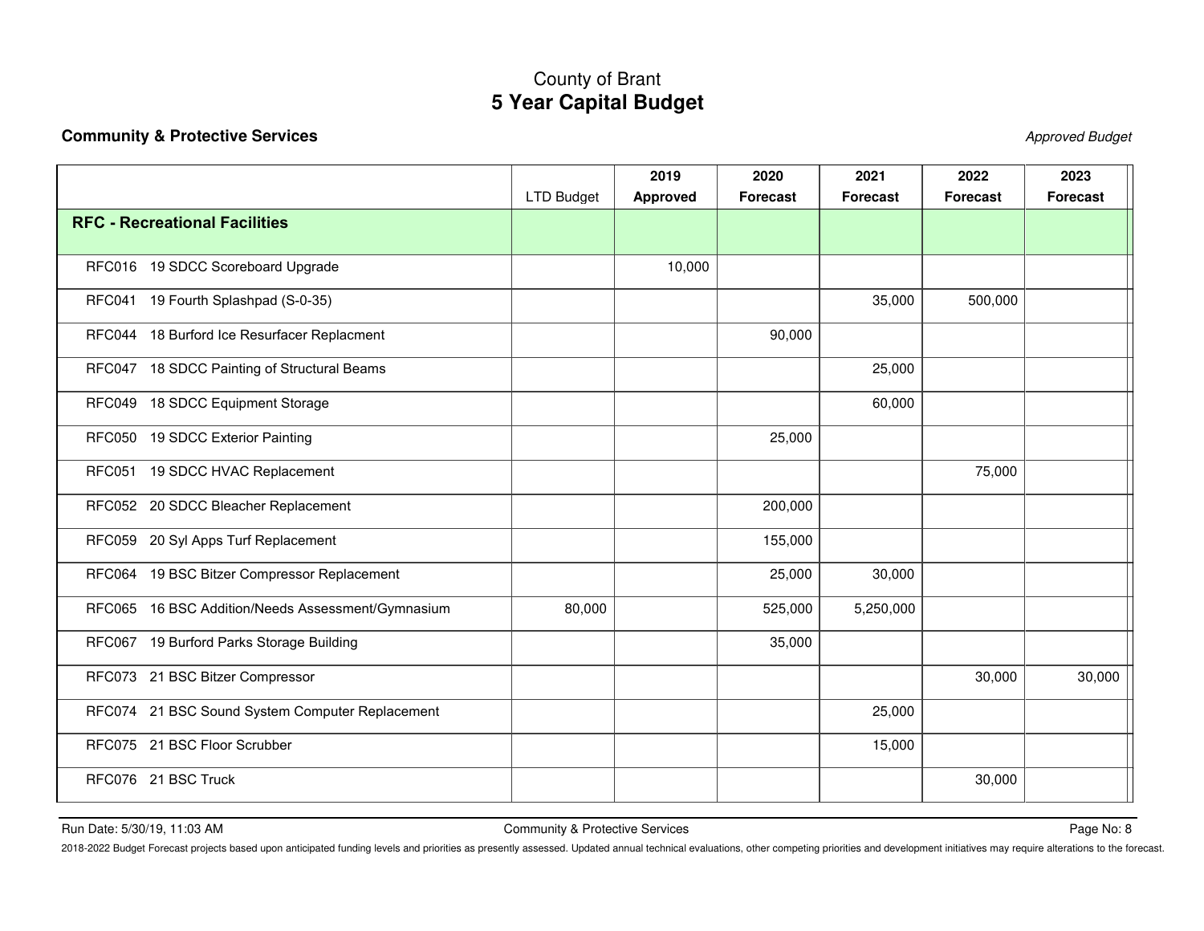# County of Brant
## 5 Year Capital Budget

**Community & Protective Services** *Approved Budget*

| | LTD Budget | 2019 Approved | 2020 Forecast | 2021 Forecast | 2022 Forecast | 2023 Forecast |
|---|---|---|---|---|---|---|
| **RFC - Recreational Facilities** | | | | | | |
| RFC016 19 SDCC Scoreboard Upgrade | | 10,000 | | | | |
| RFC041 19 Fourth Splashpad (S-0-35) | | | | 35,000 | 500,000 | |
| RFC044 18 Burford Ice Resurfacer Replacment | | | 90,000 | | | |
| RFC047 18 SDCC Painting of Structural Beams | | | | 25,000 | | |
| RFC049 18 SDCC Equipment Storage | | | | 60,000 | | |
| RFC050 19 SDCC Exterior Painting | | | 25,000 | | | |
| RFC051 19 SDCC HVAC Replacement | | | | | 75,000 | |
| RFC052 20 SDCC Bleacher Replacement | | | 200,000 | | | |
| RFC059 20 Syl Apps Turf Replacement | | | 155,000 | | | |
| RFC064 19 BSC Bitzer Compressor Replacement | | | 25,000 | 30,000 | | |
| RFC065 16 BSC Addition/Needs Assessment/Gymnasium | 80,000 | | 525,000 | 5,250,000 | | |
| RFC067 19 Burford Parks Storage Building | | | 35,000 | | | |
| RFC073 21 BSC Bitzer Compressor | | | | | 30,000 | 30,000 |
| RFC074 21 BSC Sound System Computer Replacement | | | | 25,000 | | |
| RFC075 21 BSC Floor Scrubber | | | | 15,000 | | |
| RFC076 21 BSC Truck | | | | | 30,000 | |

Run Date: 5/30/19, 11:03 AM

2018-2022 Budget Forecast projects based upon anticipated funding levels and priorities as presently assessed. Updated annual technical evaluations, other competing priorities and development initiatives may require alterations to the forecast.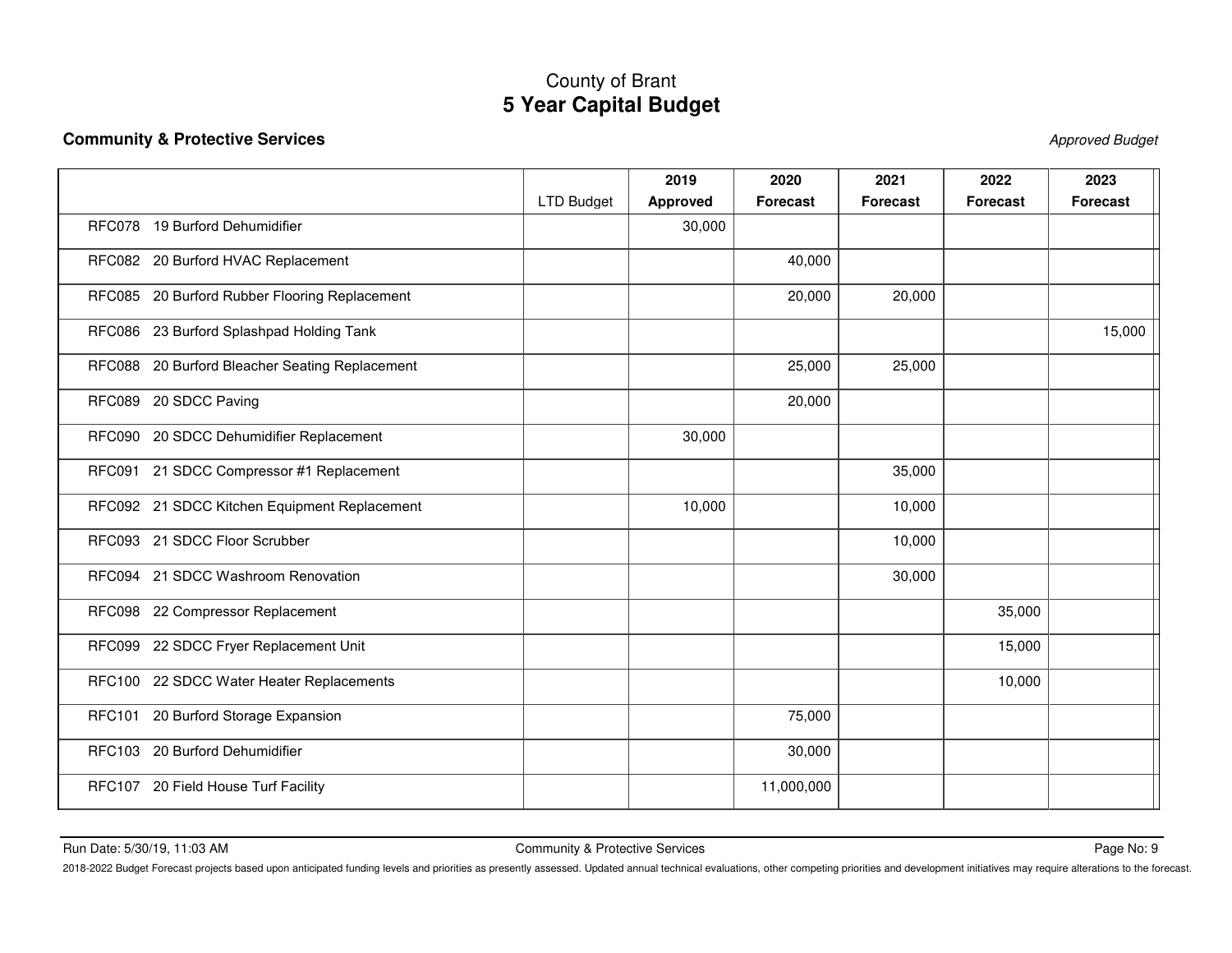# County of Brant
## 5 Year Capital Budget

### Community & Protective Services

*Approved Budget*

| | LTD Budget | 2019 Approved | 2020 Forecast | 2021 Forecast | 2022 Forecast | 2023 Forecast |
|---|---|---|---|---|---|---|
| RFC078 19 Burford Dehumidifier | | 30,000 | | | | |
| RFC082 20 Burford HVAC Replacement | | | 40,000 | | | |
| RFC085 20 Burford Rubber Flooring Replacement | | | 20,000 | 20,000 | | |
| RFC086 23 Burford Splashpad Holding Tank | | | | | | 15,000 |
| RFC088 20 Burford Bleacher Seating Replacement | | | 25,000 | 25,000 | | |
| RFC089 20 SDCC Paving | | | 20,000 | | | |
| RFC090 20 SDCC Dehumidifier Replacement | | 30,000 | | | | |
| RFC091 21 SDCC Compressor #1 Replacement | | | | 35,000 | | |
| RFC092 21 SDCC Kitchen Equipment Replacement | | 10,000 | | 10,000 | | |
| RFC093 21 SDCC Floor Scrubber | | | | 10,000 | | |
| RFC094 21 SDCC Washroom Renovation | | | | 30,000 | | |
| RFC098 22 Compressor Replacement | | | | | 35,000 | |
| RFC099 22 SDCC Fryer Replacement Unit | | | | | 15,000 | |
| RFC100 22 SDCC Water Heater Replacements | | | | | 10,000 | |
| RFC101 20 Burford Storage Expansion | | | 75,000 | | | |
| RFC103 20 Burford Dehumidifier | | | 30,000 | | | |
| RFC107 20 Field House Turf Facility | | | 11,000,000 | | | |

Run Date: 5/30/19, 11:03 AM

2018-2022 Budget Forecast projects based upon anticipated funding levels and priorities as presently assessed. Updated annual technical evaluations, other competing priorities and development initiatives may require alterations to the forecast.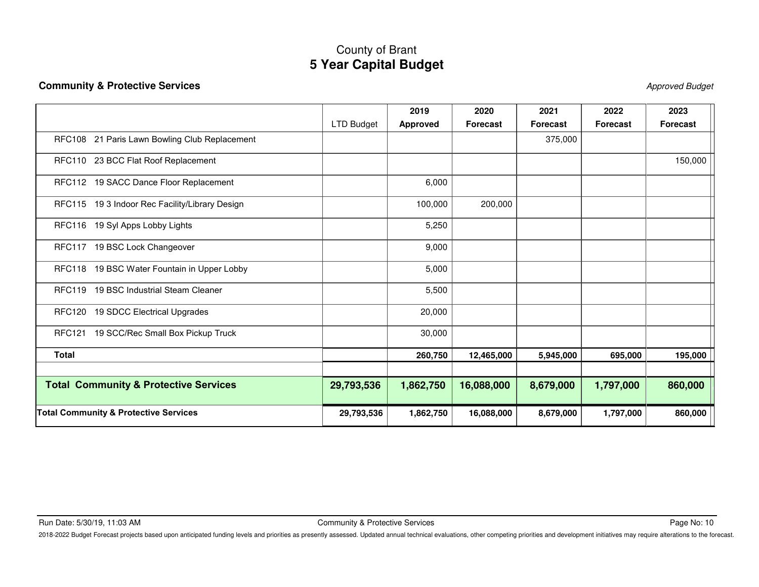County of Brant
# 5 Year Capital Budget

**Community & Protective Services**

*Approved Budget*

| | LTD Budget | 2019 Approved | 2020 Forecast | 2021 Forecast | 2022 Forecast | 2023 Forecast |
|---|---|---|---|---|---|---|
| RFC108 21 Paris Lawn Bowling Club Replacement | | | | 375,000 | | |
| RFC110 23 BCC Flat Roof Replacement | | | | | | 150,000 |
| RFC112 19 SACC Dance Floor Replacement | | 6,000 | | | | |
| RFC115 19 3 Indoor Rec Facility/Library Design | | 100,000 | 200,000 | | | |
| RFC116 19 Syl Apps Lobby Lights | | 5,250 | | | | |
| RFC117 19 BSC Lock Changeover | | 9,000 | | | | |
| RFC118 19 BSC Water Fountain in Upper Lobby | | 5,000 | | | | |
| RFC119 19 BSC Industrial Steam Cleaner | | 5,500 | | | | |
| RFC120 19 SDCC Electrical Upgrades | | 20,000 | | | | |
| RFC121 19 SCC/Rec Small Box Pickup Truck | | 30,000 | | | | |
| **Total** | | **260,750** | **12,465,000** | **5,945,000** | **695,000** | **195,000** |
| | | | | | | |
| **Total Community & Protective Services** | **29,793,536** | **1,862,750** | **16,088,000** | **8,679,000** | **1,797,000** | **860,000** |
| **Total Community & Protective Services** | **29,793,536** | **1,862,750** | **16,088,000** | **8,679,000** | **1,797,000** | **860,000** |

2018-2022 Budget Forecast projects based upon anticipated funding levels and priorities as presently assessed. Updated annual technical evaluations, other competing priorities and development initiatives may require alterations to the forecast.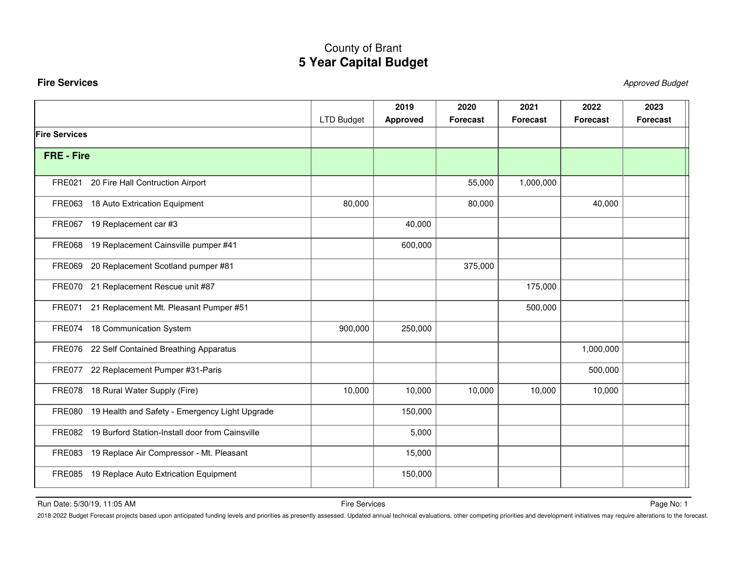# County of Brant
## 5 Year Capital Budget

**Fire Services** *Approved Budget*

| | LTD Budget | 2019 Approved | 2020 Forecast | 2021 Forecast | 2022 Forecast | 2023 Forecast |
|---|---|---|---|---|---|---|
| **Fire Services** | | | | | | |
| **FRE - Fire** | | | | | | |
| FRE021 20 Fire Hall Contruction Airport | | | 55,000 | 1,000,000 | | |
| FRE063 18 Auto Extrication Equipment | 80,000 | | 80,000 | | 40,000 | |
| FRE067 19 Replacement car #3 | | 40,000 | | | | |
| FRE068 19 Replacement Cainsville pumper #41 | | 600,000 | | | | |
| FRE069 20 Replacement Scotland pumper #81 | | | 375,000 | | | |
| FRE070 21 Replacement Rescue unit #87 | | | | 175,000 | | |
| FRE071 21 Replacement Mt. Pleasant Pumper #51 | | | | 500,000 | | |
| FRE074 18 Communication System | 900,000 | 250,000 | | | | |
| FRE076 22 Self Contained Breathing Apparatus | | | | | 1,000,000 | |
| FRE077 22 Replacement Pumper #31-Paris | | | | | 500,000 | |
| FRE078 18 Rural Water Supply (Fire) | 10,000 | 10,000 | 10,000 | 10,000 | 10,000 | |
| FRE080 19 Health and Safety - Emergency Light Upgrade | | 150,000 | | | | |
| FRE082 19 Burford Station-Install door from Cainsville | | 5,000 | | | | |
| FRE083 19 Replace Air Compressor - Mt. Pleasant | | 15,000 | | | | |
| FRE085 19 Replace Auto Extrication Equipment | | 150,000 | | | | |

2018-2022 Budget Forecast projects based upon anticipated funding levels and priorities as presently assessed. Updated annual technical evaluations, other competing priorities and development initiatives may require alterations to the forecast.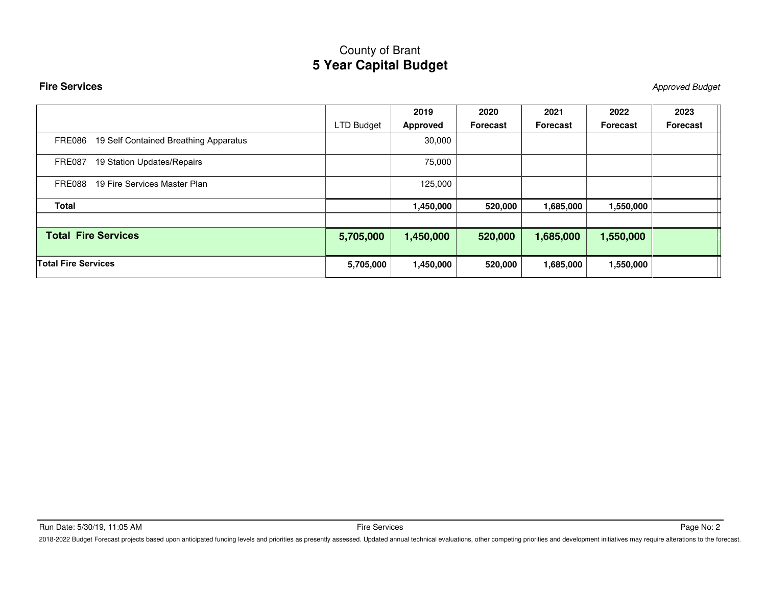# County of Brant
## 5 Year Capital Budget

**Fire Services** *Approved Budget*

| | LTD Budget | 2019 Approved | 2020 Forecast | 2021 Forecast | 2022 Forecast | 2023 Forecast |
|---|---|---|---|---|---|---|
| FRE086 19 Self Contained Breathing Apparatus | | 30,000 | | | | |
| FRE087 19 Station Updates/Repairs | | 75,000 | | | | |
| FRE088 19 Fire Services Master Plan | | 125,000 | | | | |
| **Total** | | **1,450,000** | **520,000** | **1,685,000** | **1,550,000** | |
| | | | | | | |
| **Total Fire Services** | **5,705,000** | **1,450,000** | **520,000** | **1,685,000** | **1,550,000** | |
| **Total Fire Services** | **5,705,000** | **1,450,000** | **520,000** | **1,685,000** | **1,550,000** | |

Run Date: 5/30/19, 11:05 AM

2018-2022 Budget Forecast projects based upon anticipated funding levels and priorities as presently assessed. Updated annual technical evaluations, other competing priorities and development initiatives may require alterations to the forecast.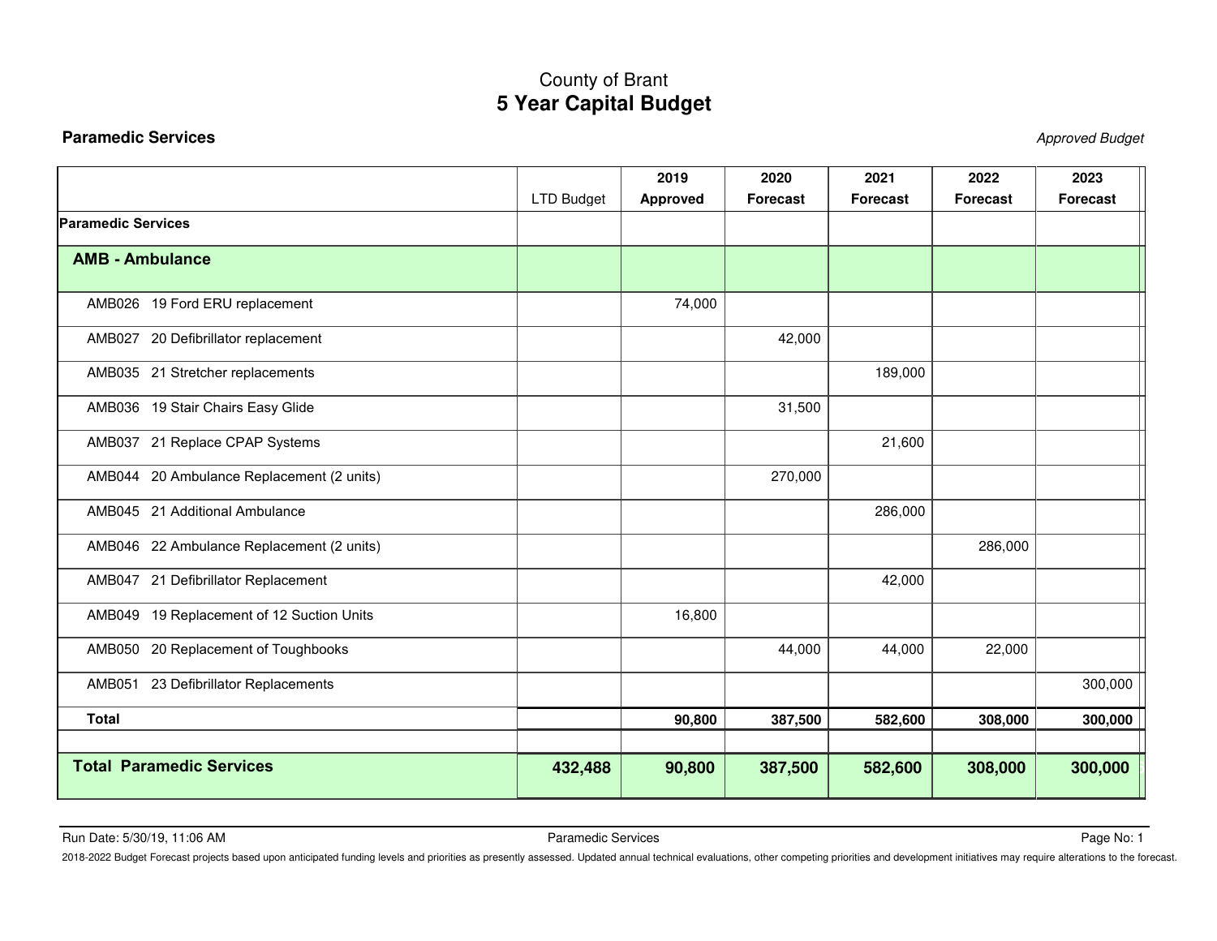County of Brant

# 5 Year Capital Budget

**Paramedic Services** *Approved Budget*

| | LTD Budget | 2019 Approved | 2020 Forecast | 2021 Forecast | 2022 Forecast | 2023 Forecast |
|---|---|---|---|---|---|---|
| **Paramedic Services** | | | | | | |
| **AMB - Ambulance** | | | | | | |
| AMB026 19 Ford ERU replacement | | 74,000 | | | | |
| AMB027 20 Defibrillator replacement | | | 42,000 | | | |
| AMB035 21 Stretcher replacements | | | | 189,000 | | |
| AMB036 19 Stair Chairs Easy Glide | | | 31,500 | | | |
| AMB037 21 Replace CPAP Systems | | | | 21,600 | | |
| AMB044 20 Ambulance Replacement (2 units) | | | 270,000 | | | |
| AMB045 21 Additional Ambulance | | | | 286,000 | | |
| AMB046 22 Ambulance Replacement (2 units) | | | | | 286,000 | |
| AMB047 21 Defibrillator Replacement | | | | 42,000 | | |
| AMB049 19 Replacement of 12 Suction Units | | 16,800 | | | | |
| AMB050 20 Replacement of Toughbooks | | | 44,000 | 44,000 | 22,000 | |
| AMB051 23 Defibrillator Replacements | | | | | | 300,000 |
| **Total** | | **90,800** | **387,500** | **582,600** | **308,000** | **300,000** |
| | | | | | | |
| **Total Paramedic Services** | **432,488** | **90,800** | **387,500** | **582,600** | **308,000** | **300,000** |

Run Date: 5/30/19, 11:06 AM

2018-2022 Budget Forecast projects based upon anticipated funding levels and priorities as presently assessed. Updated annual technical evaluations, other competing priorities and development initiatives may require alterations to the forecast.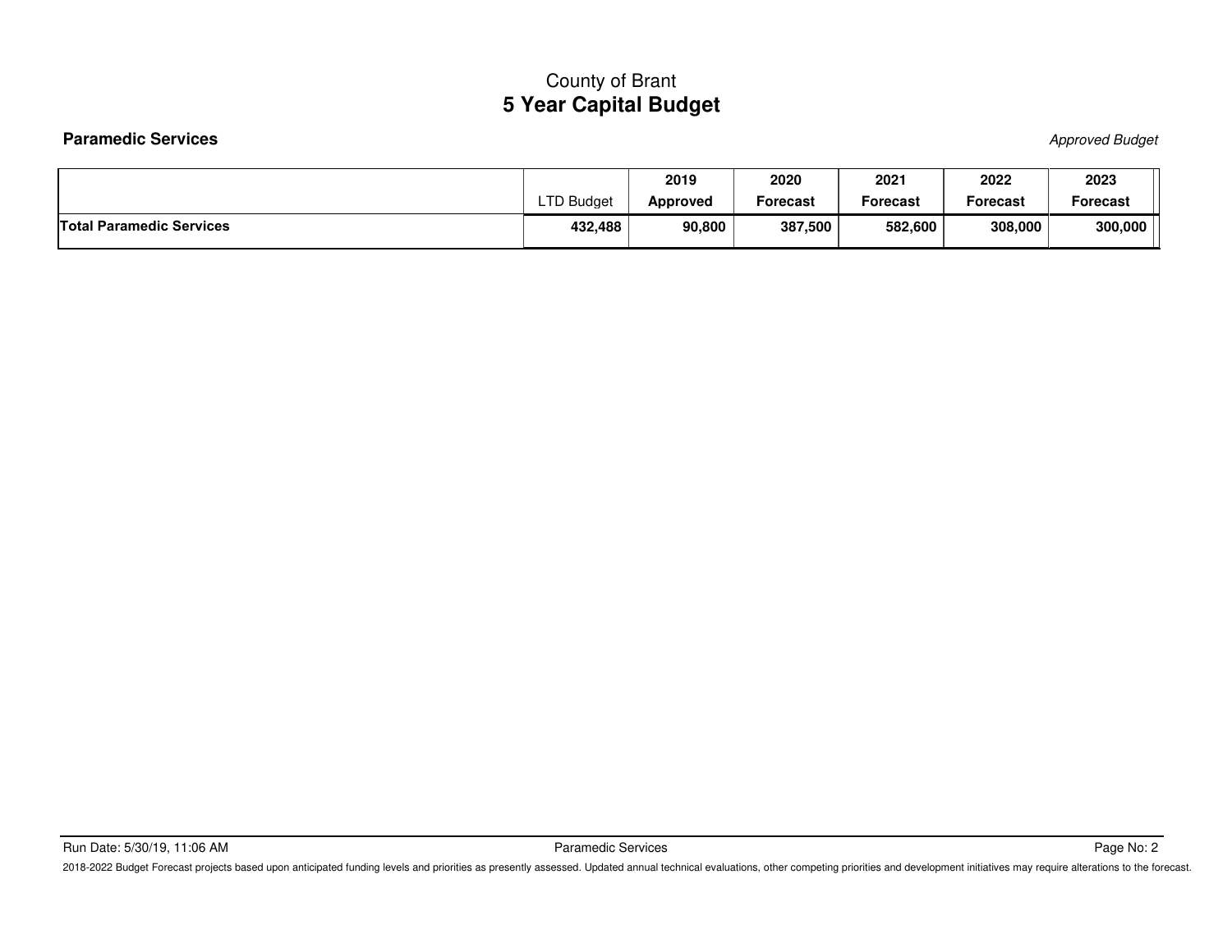# County of Brant
## 5 Year Capital Budget

**Paramedic Services** *Approved Budget*

| | LTD Budget | 2019 Approved | 2020 Forecast | 2021 Forecast | 2022 Forecast | 2023 Forecast |
|---|---|---|---|---|---|---|
| **Total Paramedic Services** | **432,488** | **90,800** | **387,500** | **582,600** | **308,000** | **300,000** |

2018-2022 Budget Forecast projects based upon anticipated funding levels and priorities as presently assessed. Updated annual technical evaluations, other competing priorities and development initiatives may require alterations to the forecast.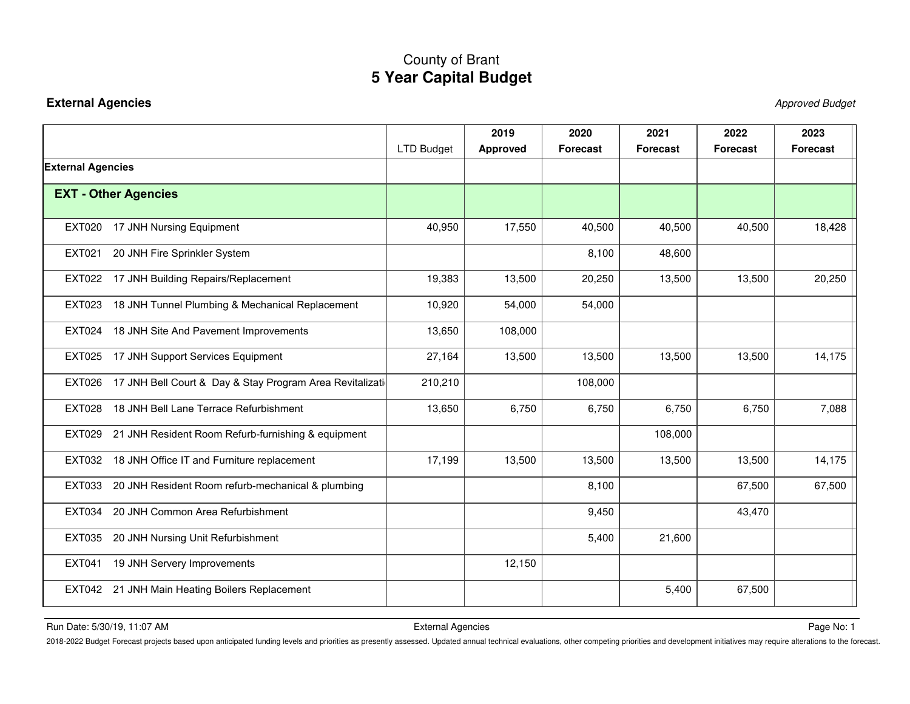# County of Brant
## 5 Year Capital Budget

**External Agencies** *Approved Budget*

| | LTD Budget | 2019 Approved | 2020 Forecast | 2021 Forecast | 2022 Forecast | 2023 Forecast |
|---|---|---|---|---|---|---|
| **External Agencies** | | | | | | |
| **EXT - Other Agencies** | | | | | | |
| EXT020 17 JNH Nursing Equipment | 40,950 | 17,550 | 40,500 | 40,500 | 40,500 | 18,428 |
| EXT021 20 JNH Fire Sprinkler System | | | 8,100 | 48,600 | | |
| EXT022 17 JNH Building Repairs/Replacement | 19,383 | 13,500 | 20,250 | 13,500 | 13,500 | 20,250 |
| EXT023 18 JNH Tunnel Plumbing & Mechanical Replacement | 10,920 | 54,000 | 54,000 | | | |
| EXT024 18 JNH Site And Pavement Improvements | 13,650 | 108,000 | | | | |
| EXT025 17 JNH Support Services Equipment | 27,164 | 13,500 | 13,500 | 13,500 | 13,500 | 14,175 |
| EXT026 17 JNH Bell Court & Day & Stay Program Area Revitalizati | 210,210 | | 108,000 | | | |
| EXT028 18 JNH Bell Lane Terrace Refurbishment | 13,650 | 6,750 | 6,750 | 6,750 | 6,750 | 7,088 |
| EXT029 21 JNH Resident Room Refurb-furnishing & equipment | | | | 108,000 | | |
| EXT032 18 JNH Office IT and Furniture replacement | 17,199 | 13,500 | 13,500 | 13,500 | 13,500 | 14,175 |
| EXT033 20 JNH Resident Room refurb-mechanical & plumbing | | | 8,100 | | 67,500 | 67,500 |
| EXT034 20 JNH Common Area Refurbishment | | | 9,450 | | 43,470 | |
| EXT035 20 JNH Nursing Unit Refurbishment | | | 5,400 | 21,600 | | |
| EXT041 19 JNH Servery Improvements | | 12,150 | | | | |
| EXT042 21 JNH Main Heating Boilers Replacement | | | | 5,400 | 67,500 | |

Run Date: 5/30/19, 11:07 AM

2018-2022 Budget Forecast projects based upon anticipated funding levels and priorities as presently assessed. Updated annual technical evaluations, other competing priorities and development initiatives may require alterations to the forecast.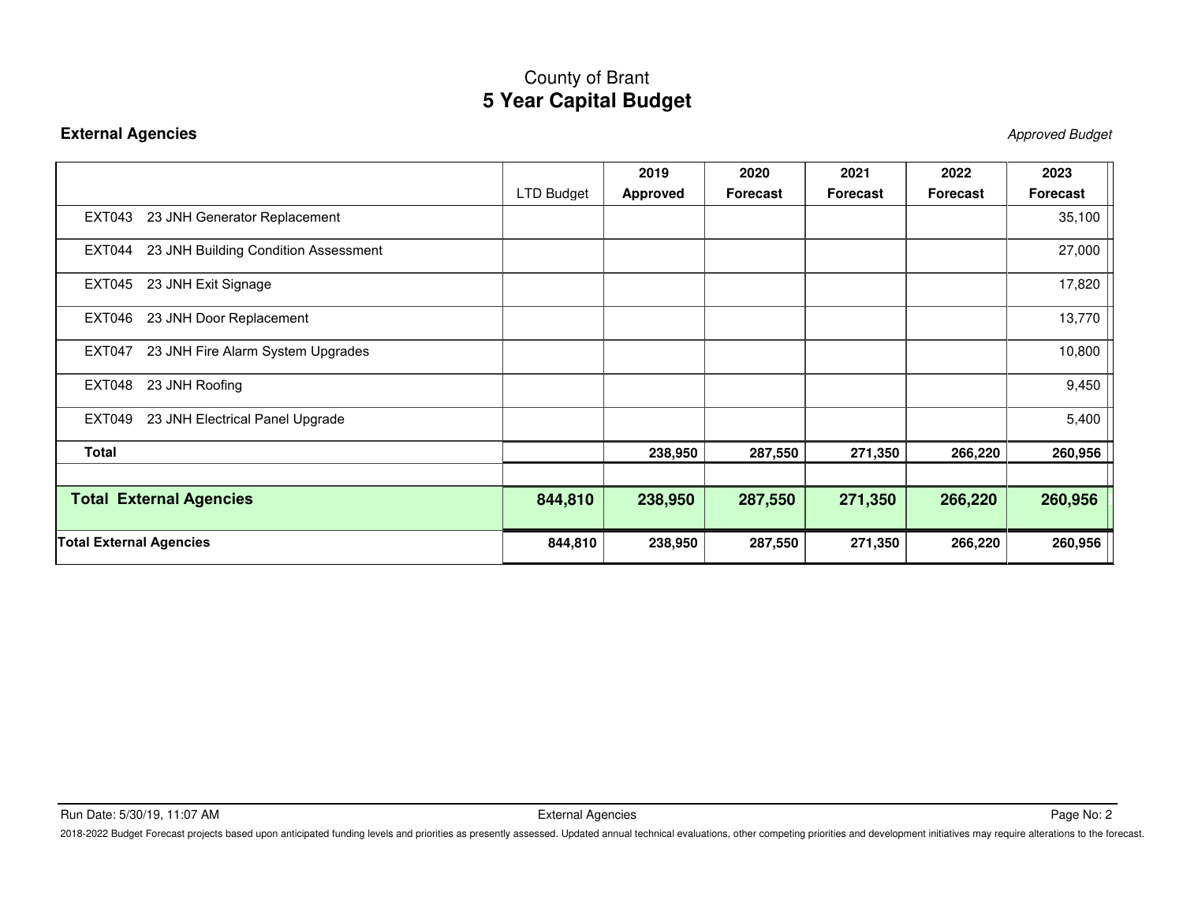# County of Brant
## 5 Year Capital Budget

### External Agencies

*Approved Budget*

| | LTD Budget | 2019 Approved | 2020 Forecast | 2021 Forecast | 2022 Forecast | 2023 Forecast |
|---|---|---|---|---|---|---|
| EXT043 23 JNH Generator Replacement | | | | | | 35,100 |
| EXT044 23 JNH Building Condition Assessment | | | | | | 27,000 |
| EXT045 23 JNH Exit Signage | | | | | | 17,820 |
| EXT046 23 JNH Door Replacement | | | | | | 13,770 |
| EXT047 23 JNH Fire Alarm System Upgrades | | | | | | 10,800 |
| EXT048 23 JNH Roofing | | | | | | 9,450 |
| EXT049 23 JNH Electrical Panel Upgrade | | | | | | 5,400 |
| **Total** | | **238,950** | **287,550** | **271,350** | **266,220** | **260,956** |
| | | | | | | |
| **Total External Agencies** | **844,810** | **238,950** | **287,550** | **271,350** | **266,220** | **260,956** |
| **Total External Agencies** | **844,810** | **238,950** | **287,550** | **271,350** | **266,220** | **260,956** |

Run Date: 5/30/19, 11:07 AM External Agencies

2018-2022 Budget Forecast projects based upon anticipated funding levels and priorities as presently assessed. Updated annual technical evaluations, other competing priorities and development initiatives may require alterations to the forecast.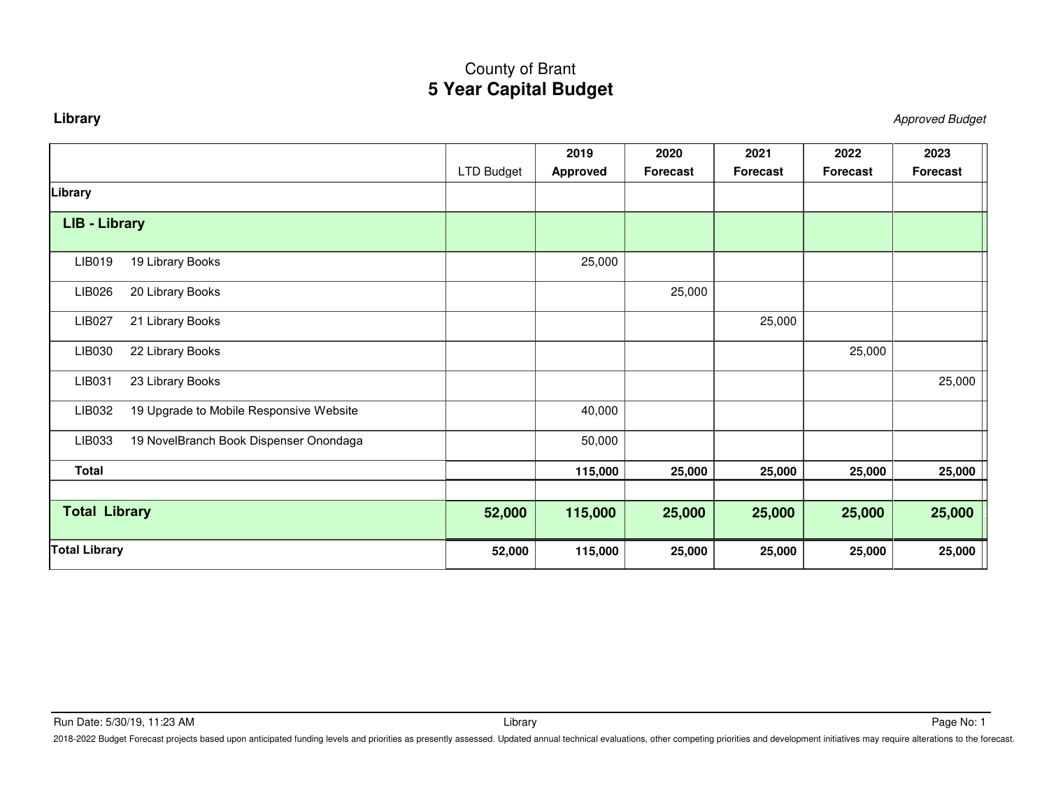County of Brant

# 5 Year Capital Budget

**Library** *Approved Budget*

| | LTD Budget | 2019 Approved | 2020 Forecast | 2021 Forecast | 2022 Forecast | 2023 Forecast |
|---|---|---|---|---|---|---|
| **Library** | | | | | | |
| **LIB - Library** | | | | | | |
| LIB019 19 Library Books | | 25,000 | | | | |
| LIB026 20 Library Books | | | 25,000 | | | |
| LIB027 21 Library Books | | | | 25,000 | | |
| LIB030 22 Library Books | | | | | 25,000 | |
| LIB031 23 Library Books | | | | | | 25,000 |
| LIB032 19 Upgrade to Mobile Responsive Website | | 40,000 | | | | |
| LIB033 19 NovelBranch Book Dispenser Onondaga | | 50,000 | | | | |
| **Total** | | **115,000** | **25,000** | **25,000** | **25,000** | **25,000** |
| **Total Library** | **52,000** | **115,000** | **25,000** | **25,000** | **25,000** | **25,000** |
| **Total Library** | **52,000** | **115,000** | **25,000** | **25,000** | **25,000** | **25,000** |

Run Date: 5/30/19, 11:23 AM Library

2018-2022 Budget Forecast projects based upon anticipated funding levels and priorities as presently assessed. Updated annual technical evaluations, other competing priorities and development initiatives may require alterations to the forecast.